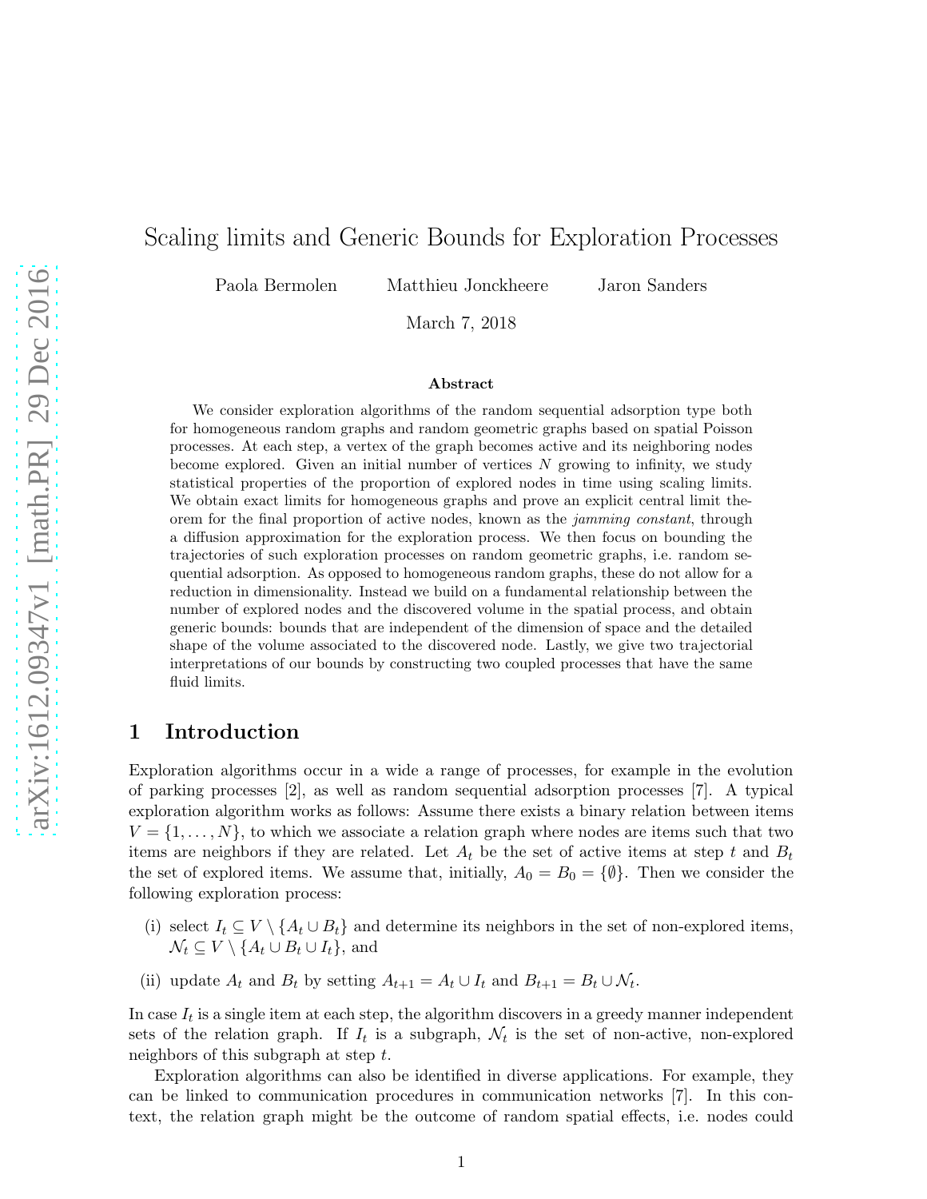# Scaling limits and Generic Bounds for Exploration Processes

Paola Bermolen Matthieu Jonckheere Jaron Sanders

March 7, 2018

### Abstract

We consider exploration algorithms of the random sequential adsorption type both for homogeneous random graphs and random geometric graphs based on spatial Poisson processes. At each step, a vertex of the graph becomes active and its neighboring nodes become explored. Given an initial number of vertices $N$ growing to infinity, we study statistical properties of the proportion of explored nodes in time using scaling limits. We obtain exact limits for homogeneous graphs and prove an explicit central limit theorem for the final proportion of active nodes, known as the *jamming constant*, through a diffusion approximation for the exploration process. We then focus on bounding the trajectories of such exploration processes on random geometric graphs, i.e. random sequential adsorption. As opposed to homogeneous random graphs, these do not allow for a reduction in dimensionality. Instead we build on a fundamental relationship between the number of explored nodes and the discovered volume in the spatial process, and obtain generic bounds: bounds that are independent of the dimension of space and the detailed shape of the volume associated to the discovered node. Lastly, we give two trajectorial interpretations of our bounds by constructing two coupled processes that have the same fluid limits.

## 1 Introduction

Exploration algorithms occur in a wide a range of processes, for example in the evolution of parking processes [2], as well as random sequential adsorption processes [7]. A typical exploration algorithm works as follows: Assume there exists a binary relation between items $V = \{1, \ldots, N\}$, to which we associate a relation graph where nodes are items such that two items are neighbors if they are related. Let $A_t$ be the set of active items at step $t$ and $B_t$ the set of explored items. We assume that, initially, $A_0 = B_0 = \{\emptyset\}$. Then we consider the following exploration process:

(i) select $I_t \subseteq V \setminus \{A_t \cup B_t\}$ and determine its neighbors in the set of non-explored items, $\mathcal{N}_t \subseteq V \setminus \{A_t \cup B_t \cup I_t\}$, and

(ii) update $A_t$ and $B_t$ by setting $A_{t+1} = A_t \cup I_t$ and $B_{t+1} = B_t \cup \mathcal{N}_t$.

In case $I_t$ is a single item at each step, the algorithm discovers in a greedy manner independent sets of the relation graph. If $I_t$ is a subgraph, $\mathcal{N}_t$ is the set of non-active, non-explored neighbors of this subgraph at step $t$.

Exploration algorithms can also be identified in diverse applications. For example, they can be linked to communication procedures in communication networks [7]. In this context, the relation graph might be the outcome of random spatial effects, i.e. nodes could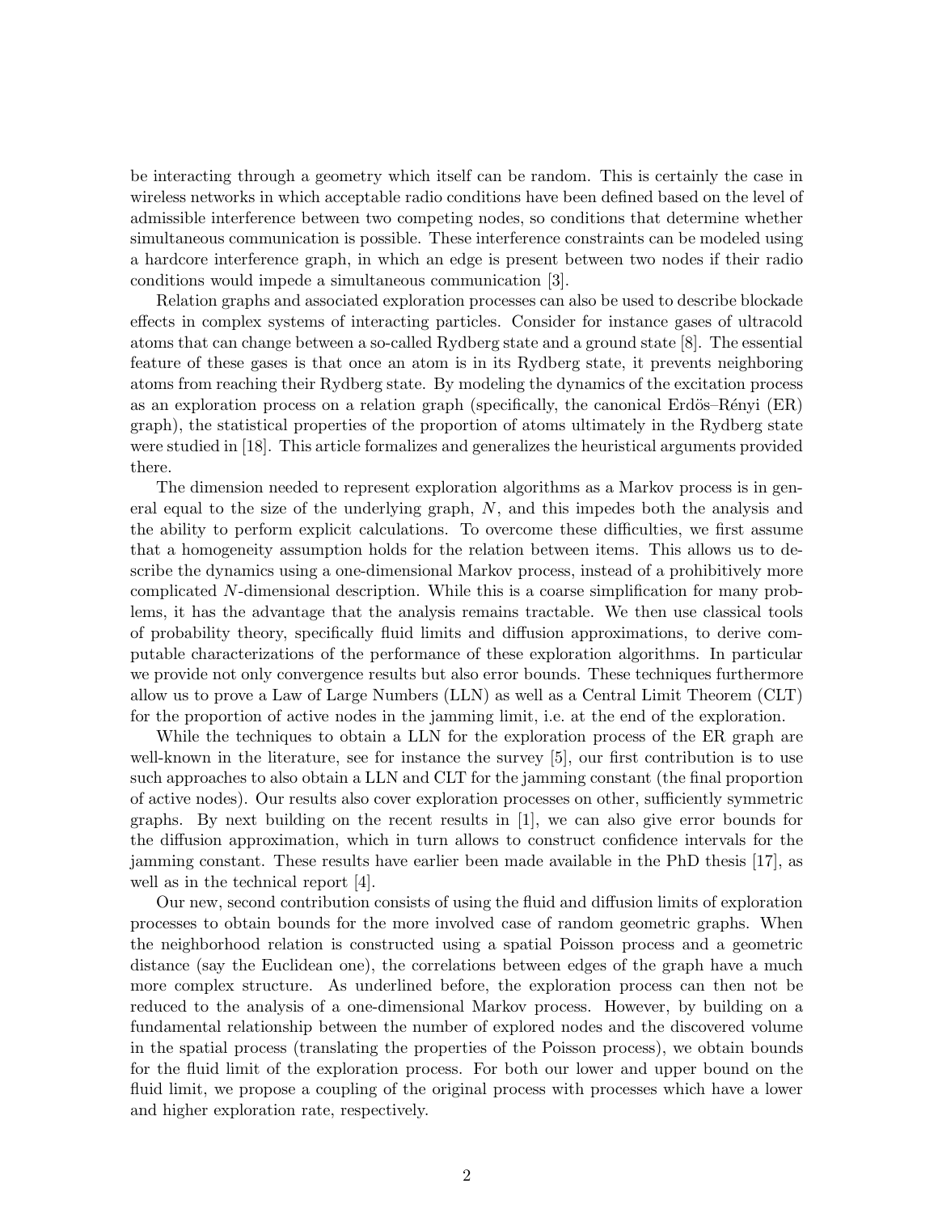be interacting through a geometry which itself can be random. This is certainly the case in wireless networks in which acceptable radio conditions have been defined based on the level of admissible interference between two competing nodes, so conditions that determine whether simultaneous communication is possible. These interference constraints can be modeled using a hardcore interference graph, in which an edge is present between two nodes if their radio conditions would impede a simultaneous communication [3].

Relation graphs and associated exploration processes can also be used to describe blockade effects in complex systems of interacting particles. Consider for instance gases of ultracold atoms that can change between a so-called Rydberg state and a ground state [8]. The essential feature of these gases is that once an atom is in its Rydberg state, it prevents neighboring atoms from reaching their Rydberg state. By modeling the dynamics of the excitation process as an exploration process on a relation graph (specifically, the canonical Erdös–Rényi (ER) graph), the statistical properties of the proportion of atoms ultimately in the Rydberg state were studied in [18]. This article formalizes and generalizes the heuristical arguments provided there.

The dimension needed to represent exploration algorithms as a Markov process is in general equal to the size of the underlying graph, $N$, and this impedes both the analysis and the ability to perform explicit calculations. To overcome these difficulties, we first assume that a homogeneity assumption holds for the relation between items. This allows us to describe the dynamics using a one-dimensional Markov process, instead of a prohibitively more complicated $N$-dimensional description. While this is a coarse simplification for many problems, it has the advantage that the analysis remains tractable. We then use classical tools of probability theory, specifically fluid limits and diffusion approximations, to derive computable characterizations of the performance of these exploration algorithms. In particular we provide not only convergence results but also error bounds. These techniques furthermore allow us to prove a Law of Large Numbers (LLN) as well as a Central Limit Theorem (CLT) for the proportion of active nodes in the jamming limit, i.e. at the end of the exploration.

While the techniques to obtain a LLN for the exploration process of the ER graph are well-known in the literature, see for instance the survey [5], our first contribution is to use such approaches to also obtain a LLN and CLT for the jamming constant (the final proportion of active nodes). Our results also cover exploration processes on other, sufficiently symmetric graphs. By next building on the recent results in [1], we can also give error bounds for the diffusion approximation, which in turn allows to construct confidence intervals for the jamming constant. These results have earlier been made available in the PhD thesis [17], as well as in the technical report [4].

Our new, second contribution consists of using the fluid and diffusion limits of exploration processes to obtain bounds for the more involved case of random geometric graphs. When the neighborhood relation is constructed using a spatial Poisson process and a geometric distance (say the Euclidean one), the correlations between edges of the graph have a much more complex structure. As underlined before, the exploration process can then not be reduced to the analysis of a one-dimensional Markov process. However, by building on a fundamental relationship between the number of explored nodes and the discovered volume in the spatial process (translating the properties of the Poisson process), we obtain bounds for the fluid limit of the exploration process. For both our lower and upper bound on the fluid limit, we propose a coupling of the original process with processes which have a lower and higher exploration rate, respectively.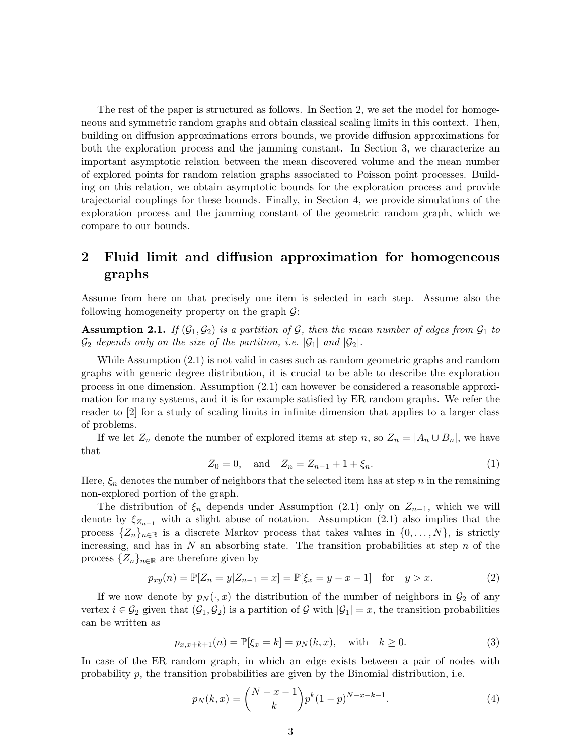The rest of the paper is structured as follows. In Section 2, we set the model for homogeneous and symmetric random graphs and obtain classical scaling limits in this context. Then, building on diffusion approximations errors bounds, we provide diffusion approximations for both the exploration process and the jamming constant. In Section 3, we characterize an important asymptotic relation between the mean discovered volume and the mean number of explored points for random relation graphs associated to Poisson point processes. Building on this relation, we obtain asymptotic bounds for the exploration process and provide trajectorial couplings for these bounds. Finally, in Section 4, we provide simulations of the exploration process and the jamming constant of the geometric random graph, which we compare to our bounds.

## 2 Fluid limit and diffusion approximation for homogeneous graphs

Assume from here on that precisely one item is selected in each step. Assume also the following homogeneity property on the graph $\mathcal{G}$:

**Assumption 2.1.** *If $(\mathcal{G}_1, \mathcal{G}_2)$ is a partition of $\mathcal{G}$, then the mean number of edges from $\mathcal{G}_1$ to $\mathcal{G}_2$ depends only on the size of the partition, i.e. $|\mathcal{G}_1|$ and $|\mathcal{G}_2|$.*

While Assumption (2.1) is not valid in cases such as random geometric graphs and random graphs with generic degree distribution, it is crucial to be able to describe the exploration process in one dimension. Assumption (2.1) can however be considered a reasonable approximation for many systems, and it is for example satisfied by ER random graphs. We refer the reader to [2] for a study of scaling limits in infinite dimension that applies to a larger class of problems.

If we let $Z_n$ denote the number of explored items at step $n$, so $Z_n = |A_n \cup B_n|$, we have that

$$Z_0 = 0, \quad \text{and} \quad Z_n = Z_{n-1} + 1 + \xi_n. \tag{1}$$

Here, $\xi_n$ denotes the number of neighbors that the selected item has at step $n$ in the remaining non-explored portion of the graph.

The distribution of $\xi_n$ depends under Assumption (2.1) only on $Z_{n-1}$, which we will denote by $\xi_{Z_{n-1}}$ with a slight abuse of notation. Assumption (2.1) also implies that the process $\{Z_n\}_{n\in\mathbb{R}}$ is a discrete Markov process that takes values in $\{0, \ldots, N\}$, is strictly increasing, and has in $N$ an absorbing state. The transition probabilities at step $n$ of the process $\{Z_n\}_{n\in\mathbb{R}}$ are therefore given by

$$p_{xy}(n) = \mathbb{P}[Z_n = y | Z_{n-1} = x] = \mathbb{P}[\xi_x = y - x - 1] \quad \text{for} \quad y > x. \tag{2}$$

If we now denote by $p_N(\cdot, x)$ the distribution of the number of neighbors in $\mathcal{G}_2$ of any vertex $i \in \mathcal{G}_2$ given that $(\mathcal{G}_1, \mathcal{G}_2)$ is a partition of $\mathcal{G}$ with $|\mathcal{G}_1| = x$, the transition probabilities can be written as

$$p_{x,x+k+1}(n) = \mathbb{P}[\xi_x = k] = p_N(k, x), \quad \text{with} \quad k \geq 0. \tag{3}$$

In case of the ER random graph, in which an edge exists between a pair of nodes with probability $p$, the transition probabilities are given by the Binomial distribution, i.e.

$$p_N(k, x) = \binom{N - x - 1}{k} p^k (1 - p)^{N-x-k-1}. \tag{4}$$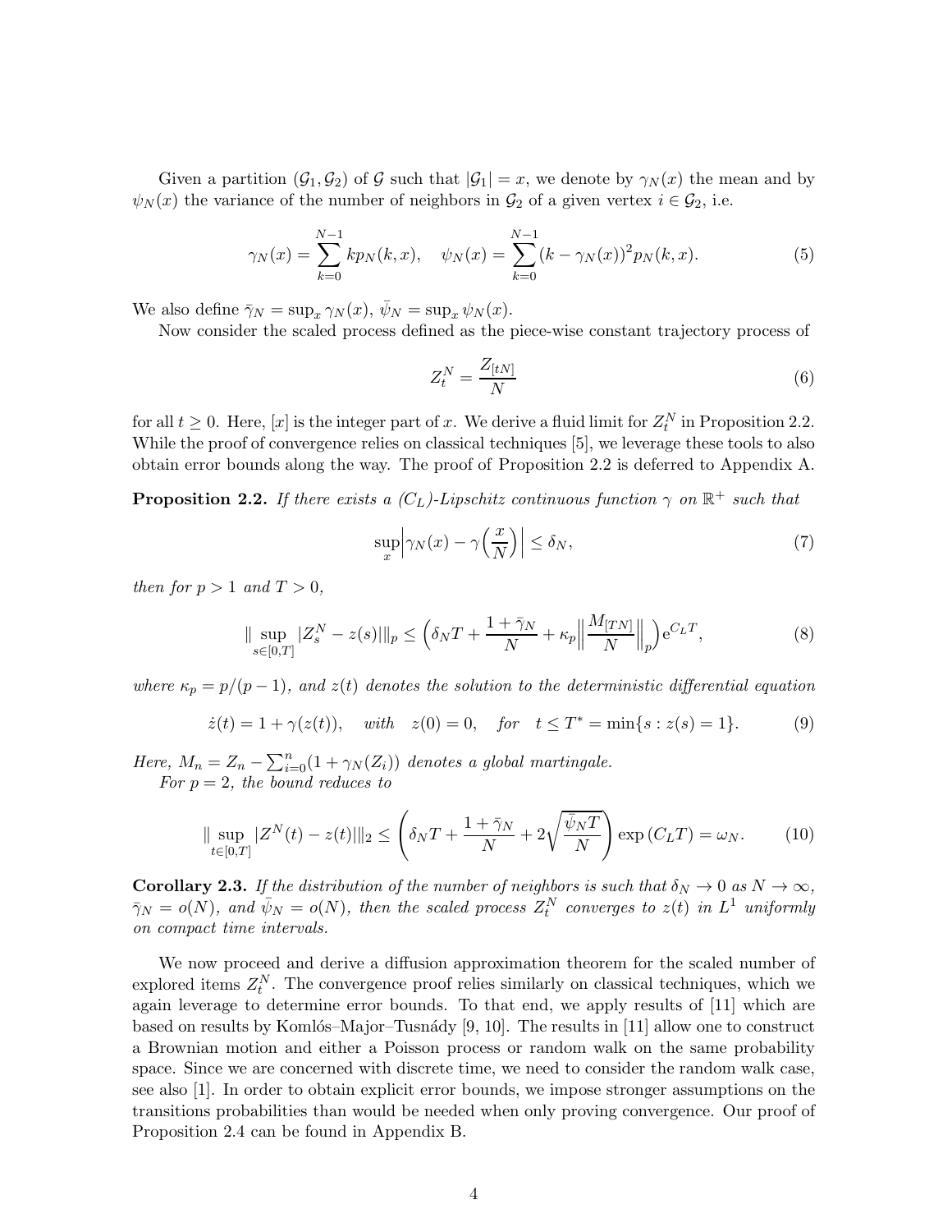Given a partition $(\mathcal{G}_1, \mathcal{G}_2)$ of $\mathcal{G}$ such that $|\mathcal{G}_1| = x$, we denote by $\gamma_N(x)$ the mean and by $\psi_N(x)$ the variance of the number of neighbors in $\mathcal{G}_2$ of a given vertex $i \in \mathcal{G}_2$, i.e.

$$\gamma_N(x) = \sum_{k=0}^{N-1} k p_N(k, x), \quad \psi_N(x) = \sum_{k=0}^{N-1} (k - \gamma_N(x))^2 p_N(k, x). \tag{5}$$

We also define $\bar{\gamma}_N = \sup_x \gamma_N(x)$, $\bar{\psi}_N = \sup_x \psi_N(x)$.

Now consider the scaled process defined as the piece-wise constant trajectory process of

$$Z_t^N = \frac{Z_{[tN]}}{N} \tag{6}$$

for all $t \geq 0$. Here, $[x]$ is the integer part of $x$. We derive a fluid limit for $Z_t^N$ in Proposition 2.2. While the proof of convergence relies on classical techniques [5], we leverage these tools to also obtain error bounds along the way. The proof of Proposition 2.2 is deferred to Appendix A.

**Proposition 2.2.** *If there exists a $(C_L)$-Lipschitz continuous function $\gamma$ on $\mathbb{R}^+$ such that*

$$\sup_x \Big| \gamma_N(x) - \gamma\Big(\frac{x}{N}\Big) \Big| \leq \delta_N, \tag{7}$$

*then for $p > 1$ and $T > 0$,*

$$\| \sup_{s \in [0,T]} |Z_s^N - z(s)| \|_p \leq \Big( \delta_N T + \frac{1 + \bar{\gamma}_N}{N} + \kappa_p \Big\| \frac{M_{[TN]}}{N} \Big\|_p \Big) e^{C_L T}, \tag{8}$$

*where $\kappa_p = p/(p-1)$, and $z(t)$ denotes the solution to the deterministic differential equation*

$$\dot{z}(t) = 1 + \gamma(z(t)), \quad \textit{with} \quad z(0) = 0, \quad \textit{for} \quad t \leq T^* = \min\{s : z(s) = 1\}. \tag{9}$$

*Here, $M_n = Z_n - \sum_{i=0}^{n} (1 + \gamma_N(Z_i))$ denotes a global martingale.*

*For $p = 2$, the bound reduces to*

$$\| \sup_{t \in [0,T]} |Z^N(t) - z(t)| \|_2 \leq \left( \delta_N T + \frac{1 + \bar{\gamma}_N}{N} + 2\sqrt{\frac{\bar{\psi}_N T}{N}} \right) \exp(C_L T) = \omega_N. \tag{10}$$

**Corollary 2.3.** *If the distribution of the number of neighbors is such that $\delta_N \to 0$ as $N \to \infty$, $\bar{\gamma}_N = o(N)$, and $\bar{\psi}_N = o(N)$, then the scaled process $Z_t^N$ converges to $z(t)$ in $L^1$ uniformly on compact time intervals.*

We now proceed and derive a diffusion approximation theorem for the scaled number of explored items $Z_t^N$. The convergence proof relies similarly on classical techniques, which we again leverage to determine error bounds. To that end, we apply results of [11] which are based on results by Komlós–Major–Tusnády [9, 10]. The results in [11] allow one to construct a Brownian motion and either a Poisson process or random walk on the same probability space. Since we are concerned with discrete time, we need to consider the random walk case, see also [1]. In order to obtain explicit error bounds, we impose stronger assumptions on the transitions probabilities than would be needed when only proving convergence. Our proof of Proposition 2.4 can be found in Appendix B.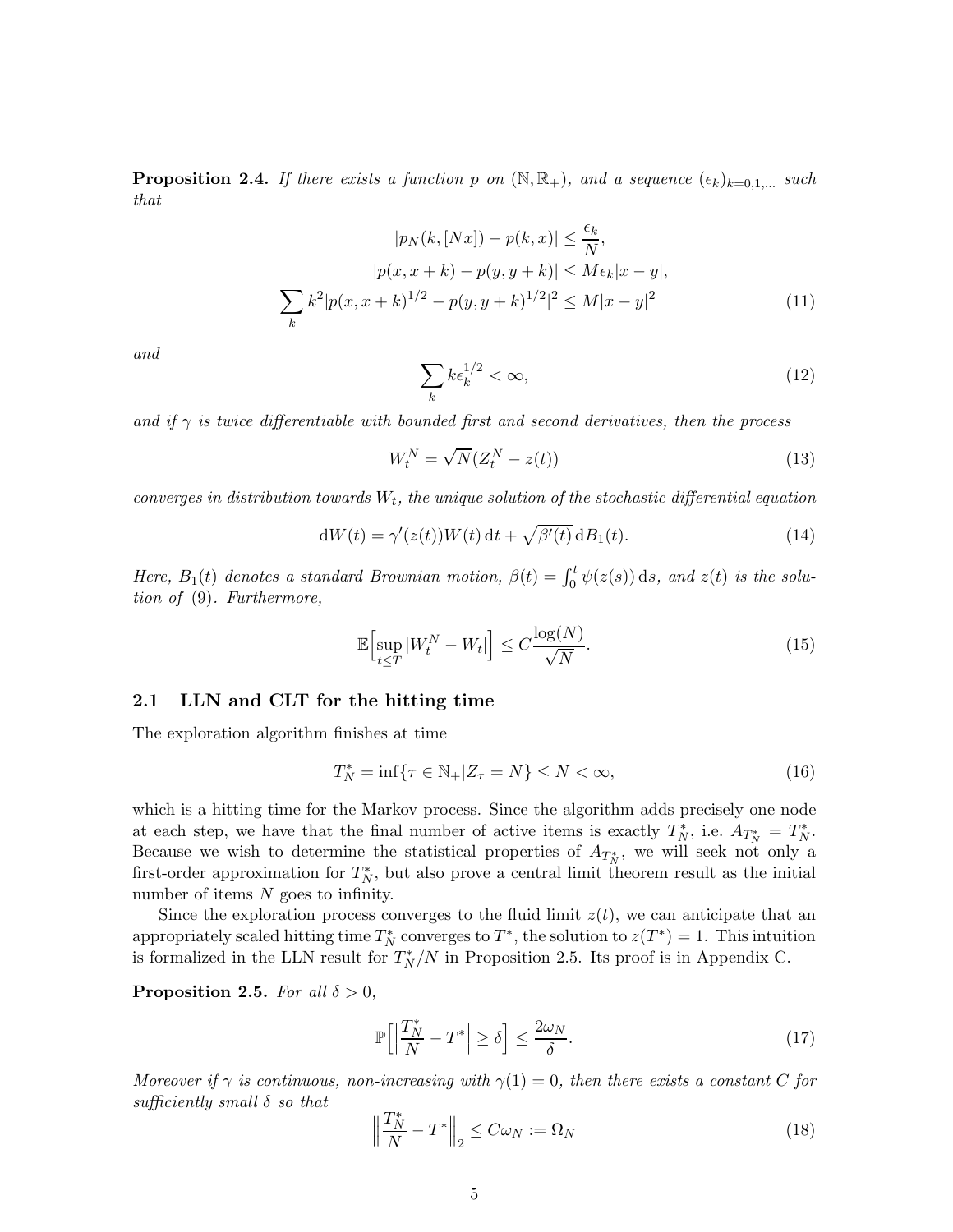**Proposition 2.4.** *If there exists a function $p$ on $(\mathbb{N}, \mathbb{R}_+)$, and a sequence $(\epsilon_k)_{k=0,1,\dots}$ such that*

$$|p_N(k, [Nx]) - p(k, x)| \le \frac{\epsilon_k}{N},$$

$$|p(x, x+k) - p(y, y+k)| \le M\epsilon_k |x - y|,$$

$$\sum_k k^2 |p(x, x+k)^{1/2} - p(y, y+k)^{1/2}|^2 \le M|x - y|^2 \tag{11}$$

*and*

$$\sum_k k\epsilon_k^{1/2} < \infty, \tag{12}$$

*and if $\gamma$ is twice differentiable with bounded first and second derivatives, then the process*

$$W_t^N = \sqrt{N}(Z_t^N - z(t)) \tag{13}$$

*converges in distribution towards $W_t$, the unique solution of the stochastic differential equation*

$$\mathrm{d}W(t) = \gamma'(z(t))W(t)\,\mathrm{d}t + \sqrt{\beta'(t)}\,\mathrm{d}B_1(t). \tag{14}$$

*Here, $B_1(t)$ denotes a standard Brownian motion, $\beta(t) = \int_0^t \psi(z(s))\,\mathrm{d}s$, and $z(t)$ is the solution of (9). Furthermore,*

$$\mathbb{E}\Big[\sup_{t \le T} |W_t^N - W_t|\Big] \le C\frac{\log(N)}{\sqrt{N}}. \tag{15}$$

## 2.1 LLN and CLT for the hitting time

The exploration algorithm finishes at time

$$T_N^* = \inf\{\tau \in \mathbb{N}_+ | Z_\tau = N\} \le N < \infty, \tag{16}$$

which is a hitting time for the Markov process. Since the algorithm adds precisely one node at each step, we have that the final number of active items is exactly $T_N^*$, i.e. $A_{T_N^*} = T_N^*$. Because we wish to determine the statistical properties of $A_{T_N^*}$, we will seek not only a first-order approximation for $T_N^*$, but also prove a central limit theorem result as the initial number of items $N$ goes to infinity.

Since the exploration process converges to the fluid limit $z(t)$, we can anticipate that an appropriately scaled hitting time $T_N^*$ converges to $T^*$, the solution to $z(T^*) = 1$. This intuition is formalized in the LLN result for $T_N^*/N$ in Proposition 2.5. Its proof is in Appendix C.

**Proposition 2.5.** *For all $\delta > 0$,*

$$\mathbb{P}\Big[\Big|\frac{T_N^*}{N} - T^*\Big| \ge \delta\Big] \le \frac{2\omega_N}{\delta}. \tag{17}$$

*Moreover if $\gamma$ is continuous, non-increasing with $\gamma(1) = 0$, then there exists a constant $C$ for sufficiently small $\delta$ so that*

$$\Big\|\frac{T_N^*}{N} - T^*\Big\|_2 \le C\omega_N := \Omega_N \tag{18}$$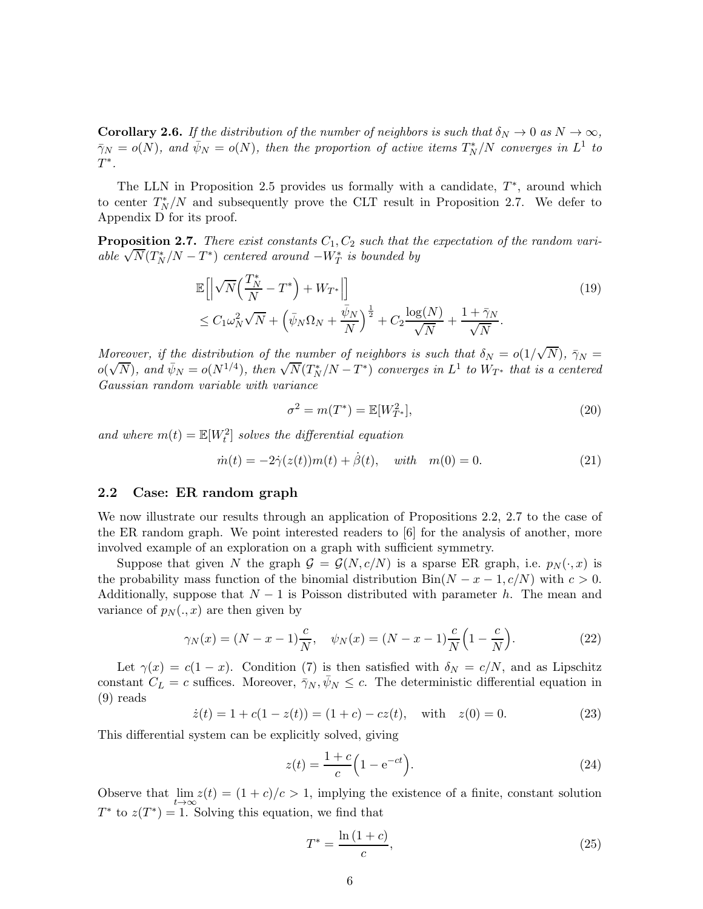**Corollary 2.6.** *If the distribution of the number of neighbors is such that $\delta_N \to 0$ as $N \to \infty$, $\bar{\gamma}_N = o(N)$, and $\bar{\psi}_N = o(N)$, then the proportion of active items $T^*_N/N$ converges in $L^1$ to $T^*$.*

The LLN in Proposition 2.5 provides us formally with a candidate, $T^*$, around which to center $T^*_N/N$ and subsequently prove the CLT result in Proposition 2.7. We defer to Appendix D for its proof.

**Proposition 2.7.** *There exist constants $C_1, C_2$ such that the expectation of the random variable $\sqrt{N}(T^*_N/N - T^*)$ centered around $-W^*_T$ is bounded by*

$$\begin{aligned}&\mathbb{E}\Big[\Big|\sqrt{N}\Big(\frac{T^*_N}{N} - T^*\Big) + W_{T^*}\Big|\Big] \\ &\leq C_1\omega_N^2\sqrt{N} + \Big(\bar{\psi}_N\Omega_N + \frac{\bar{\psi}_N}{N}\Big)^{\frac{1}{2}} + C_2\frac{\log(N)}{\sqrt{N}} + \frac{1+\bar{\gamma}_N}{\sqrt{N}}.\end{aligned} \tag{19}$$

*Moreover, if the distribution of the number of neighbors is such that $\delta_N = o(1/\sqrt{N})$, $\bar{\gamma}_N = o(\sqrt{N})$, and $\bar{\psi}_N = o(N^{1/4})$, then $\sqrt{N}(T^*_N/N - T^*)$ converges in $L^1$ to $W_{T^*}$ that is a centered Gaussian random variable with variance*

$$\sigma^2 = m(T^*) = \mathbb{E}[W^2_{T^*}], \tag{20}$$

*and where $m(t) = \mathbb{E}[W^2_t]$ solves the differential equation*

$$\dot{m}(t) = -2\dot{\gamma}(z(t))m(t) + \dot{\beta}(t), \quad \textit{with} \quad m(0) = 0. \tag{21}$$

### 2.2 Case: ER random graph

We now illustrate our results through an application of Propositions 2.2, 2.7 to the case of the ER random graph. We point interested readers to [6] for the analysis of another, more involved example of an exploration on a graph with sufficient symmetry.

Suppose that given $N$ the graph $\mathcal{G} = \mathcal{G}(N, c/N)$ is a sparse ER graph, i.e. $p_N(\cdot, x)$ is the probability mass function of the binomial distribution $\text{Bin}(N - x - 1, c/N)$ with $c > 0$. Additionally, suppose that $N - 1$ is Poisson distributed with parameter $h$. The mean and variance of $p_N(., x)$ are then given by

$$\gamma_N(x) = (N - x - 1)\frac{c}{N}, \quad \psi_N(x) = (N - x - 1)\frac{c}{N}\Big(1 - \frac{c}{N}\Big). \tag{22}$$

Let $\gamma(x) = c(1 - x)$. Condition (7) is then satisfied with $\delta_N = c/N$, and as Lipschitz constant $C_L = c$ suffices. Moreover, $\bar{\gamma}_N, \bar{\psi}_N \leq c$. The deterministic differential equation in (9) reads

$$\dot{z}(t) = 1 + c(1 - z(t)) = (1 + c) - cz(t), \quad \text{with} \quad z(0) = 0. \tag{23}$$

This differential system can be explicitly solved, giving

$$z(t) = \frac{1+c}{c}\Big(1 - \mathrm{e}^{-ct}\Big). \tag{24}$$

Observe that $\lim_{t\to\infty} z(t) = (1 + c)/c > 1$, implying the existence of a finite, constant solution $T^*$ to $z(T^*) = 1$. Solving this equation, we find that

$$T^* = \frac{\ln(1 + c)}{c}, \tag{25}$$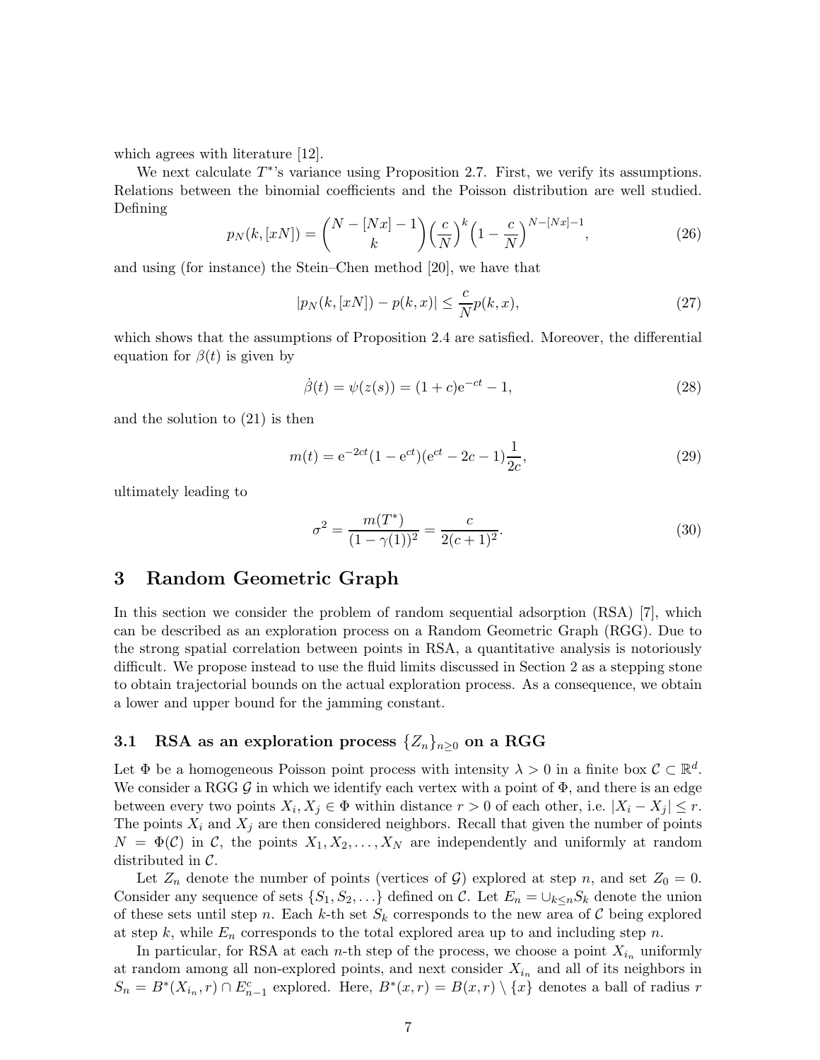which agrees with literature [12].

We next calculate $T^*$'s variance using Proposition 2.7. First, we verify its assumptions. Relations between the binomial coefficients and the Poisson distribution are well studied. Defining

$$p_N(k,[xN]) = \binom{N-[Nx]-1}{k}\Big(\frac{c}{N}\Big)^k\Big(1-\frac{c}{N}\Big)^{N-[Nx]-1}, \tag{26}$$

and using (for instance) the Stein–Chen method [20], we have that

$$|p_N(k,[xN]) - p(k,x)| \le \frac{c}{N}p(k,x), \tag{27}$$

which shows that the assumptions of Proposition 2.4 are satisfied. Moreover, the differential equation for $\beta(t)$ is given by

$$\dot{\beta}(t) = \psi(z(s)) = (1+c)\mathrm{e}^{-ct} - 1, \tag{28}$$

and the solution to (21) is then

$$m(t) = \mathrm{e}^{-2ct}(1-\mathrm{e}^{ct})(\mathrm{e}^{ct} - 2c - 1)\frac{1}{2c}, \tag{29}$$

ultimately leading to

$$\sigma^2 = \frac{m(T^*)}{(1-\gamma(1))^2} = \frac{c}{2(c+1)^2}. \tag{30}$$

# 3 Random Geometric Graph

In this section we consider the problem of random sequential adsorption (RSA) [7], which can be described as an exploration process on a Random Geometric Graph (RGG). Due to the strong spatial correlation between points in RSA, a quantitative analysis is notoriously difficult. We propose instead to use the fluid limits discussed in Section 2 as a stepping stone to obtain trajectorial bounds on the actual exploration process. As a consequence, we obtain a lower and upper bound for the jamming constant.

## 3.1 RSA as an exploration process $\{Z_n\}_{n\ge 0}$ on a RGG

Let $\Phi$ be a homogeneous Poisson point process with intensity $\lambda > 0$ in a finite box $\mathcal{C} \subset \mathbb{R}^d$. We consider a RGG $\mathcal{G}$ in which we identify each vertex with a point of $\Phi$, and there is an edge between every two points $X_i, X_j \in \Phi$ within distance $r > 0$ of each other, i.e. $|X_i - X_j| \le r$. The points $X_i$ and $X_j$ are then considered neighbors. Recall that given the number of points $N = \Phi(\mathcal{C})$ in $\mathcal{C}$, the points $X_1, X_2, \ldots, X_N$ are independently and uniformly at random distributed in $\mathcal{C}$.

Let $Z_n$ denote the number of points (vertices of $\mathcal{G}$) explored at step $n$, and set $Z_0 = 0$. Consider any sequence of sets $\{S_1, S_2, \ldots\}$ defined on $\mathcal{C}$. Let $E_n = \cup_{k\le n} S_k$ denote the union of these sets until step $n$. Each $k$-th set $S_k$ corresponds to the new area of $\mathcal{C}$ being explored at step $k$, while $E_n$ corresponds to the total explored area up to and including step $n$.

In particular, for RSA at each $n$-th step of the process, we choose a point $X_{i_n}$ uniformly at random among all non-explored points, and next consider $X_{i_n}$ and all of its neighbors in $S_n = B^*(X_{i_n}, r) \cap E_{n-1}^c$ explored. Here, $B^*(x,r) = B(x,r) \setminus \{x\}$ denotes a ball of radius $r$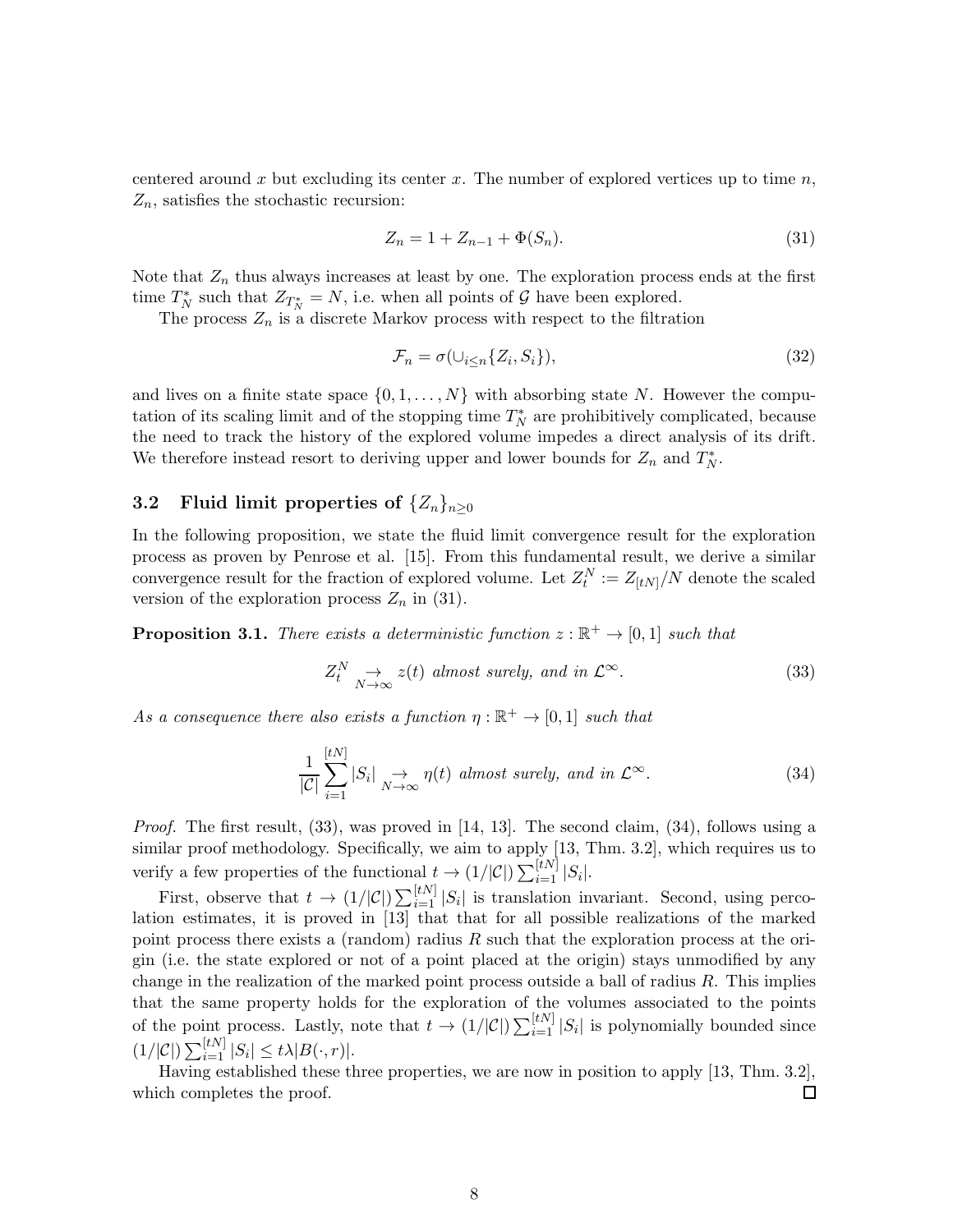centered around $x$ but excluding its center $x$. The number of explored vertices up to time $n$, $Z_n$, satisfies the stochastic recursion:

$$Z_n = 1 + Z_{n-1} + \Phi(S_n). \tag{31}$$

Note that $Z_n$ thus always increases at least by one. The exploration process ends at the first time $T_N^*$ such that $Z_{T_N^*} = N$, i.e. when all points of $\mathcal{G}$ have been explored.

The process $Z_n$ is a discrete Markov process with respect to the filtration

$$\mathcal{F}_n = \sigma(\cup_{i \leq n}\{Z_i, S_i\}), \tag{32}$$

and lives on a finite state space $\{0, 1, \ldots, N\}$ with absorbing state $N$. However the computation of its scaling limit and of the stopping time $T_N^*$ are prohibitively complicated, because the need to track the history of the explored volume impedes a direct analysis of its drift. We therefore instead resort to deriving upper and lower bounds for $Z_n$ and $T_N^*$.

### 3.2 Fluid limit properties of $\{Z_n\}_{n \geq 0}$

In the following proposition, we state the fluid limit convergence result for the exploration process as proven by Penrose et al. [15]. From this fundamental result, we derive a similar convergence result for the fraction of explored volume. Let $Z_t^N := Z_{[tN]}/N$ denote the scaled version of the exploration process $Z_n$ in (31).

**Proposition 3.1.** *There exists a deterministic function $z : \mathbb{R}^+ \to [0, 1]$ such that*

$$Z_t^N \underset{N\to\infty}{\to} z(t) \text{ almost surely, and in } \mathcal{L}^\infty. \tag{33}$$

*As a consequence there also exists a function $\eta : \mathbb{R}^+ \to [0, 1]$ such that*

$$\frac{1}{|\mathcal{C}|}\sum_{i=1}^{[tN]} |S_i| \underset{N\to\infty}{\to} \eta(t) \text{ almost surely, and in } \mathcal{L}^\infty. \tag{34}$$

*Proof.* The first result, (33), was proved in [14, 13]. The second claim, (34), follows using a similar proof methodology. Specifically, we aim to apply [13, Thm. 3.2], which requires us to verify a few properties of the functional $t \to (1/|\mathcal{C}|)\sum_{i=1}^{[tN]} |S_i|$.

First, observe that $t \to (1/|\mathcal{C}|)\sum_{i=1}^{[tN]} |S_i|$ is translation invariant. Second, using percolation estimates, it is proved in [13] that that for all possible realizations of the marked point process there exists a (random) radius $R$ such that the exploration process at the origin (i.e. the state explored or not of a point placed at the origin) stays unmodified by any change in the realization of the marked point process outside a ball of radius $R$. This implies that the same property holds for the exploration of the volumes associated to the points of the point process. Lastly, note that $t \to (1/|\mathcal{C}|)\sum_{i=1}^{[tN]} |S_i|$ is polynomially bounded since $(1/|\mathcal{C}|)\sum_{i=1}^{[tN]} |S_i| \leq t\lambda|B(\cdot, r)|$.

Having established these three properties, we are now in position to apply [13, Thm. 3.2], which completes the proof. □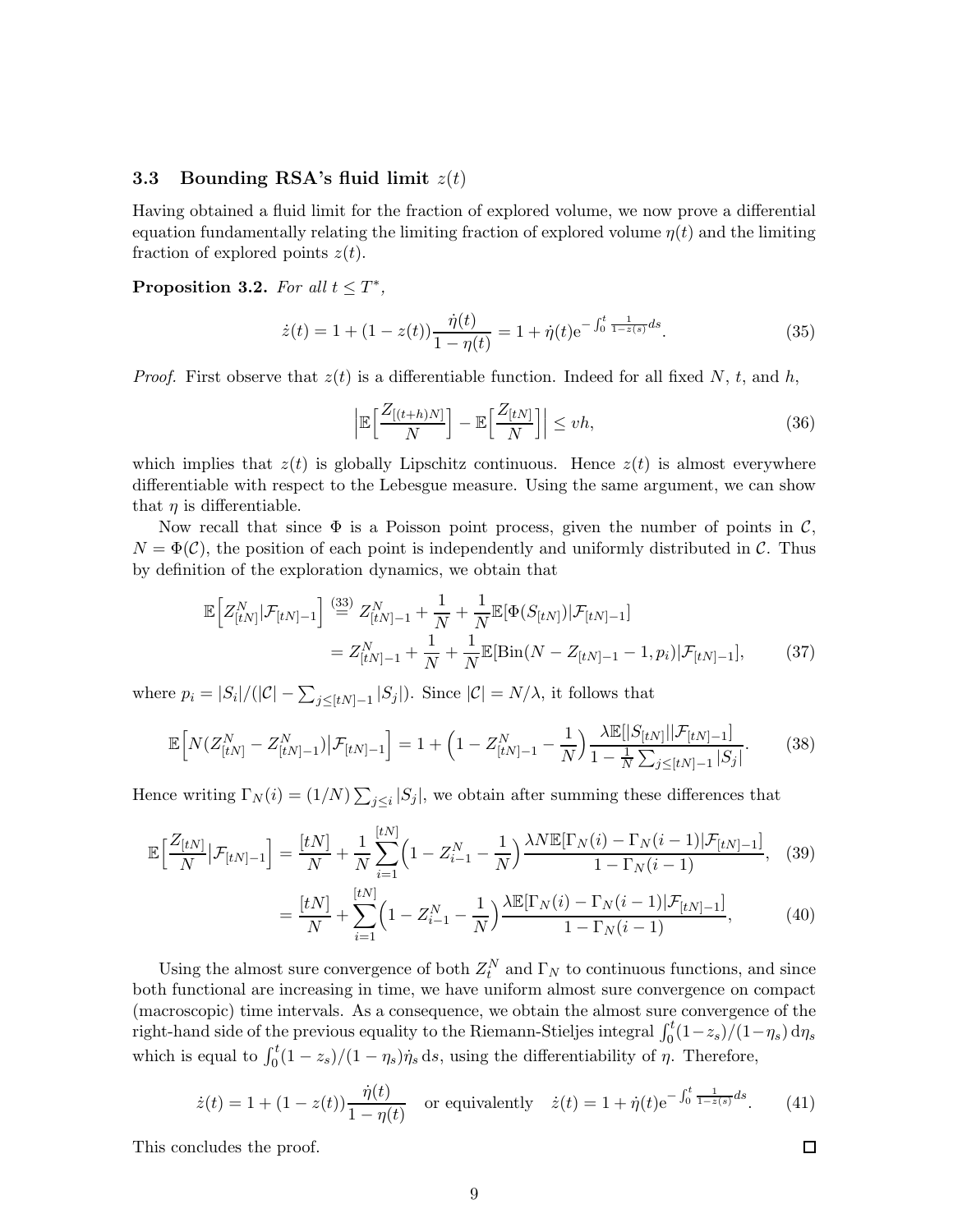### 3.3 Bounding RSA's fluid limit $z(t)$

Having obtained a fluid limit for the fraction of explored volume, we now prove a differential equation fundamentally relating the limiting fraction of explored volume $\eta(t)$ and the limiting fraction of explored points $z(t)$.

**Proposition 3.2.** *For all $t \leq T^*$,*

$$\dot{z}(t) = 1 + (1 - z(t))\frac{\dot{\eta}(t)}{1 - \eta(t)} = 1 + \dot{\eta}(t)\mathrm{e}^{-\int_0^t \frac{1}{1-z(s)}ds}. \tag{35}$$

*Proof.* First observe that $z(t)$ is a differentiable function. Indeed for all fixed $N$, $t$, and $h$,

$$\Big|\mathbb{E}\Big[\frac{Z_{[(t+h)N]}}{N}\Big] - \mathbb{E}\Big[\frac{Z_{[tN]}}{N}\Big]\Big| \leq vh, \tag{36}$$

which implies that $z(t)$ is globally Lipschitz continuous. Hence $z(t)$ is almost everywhere differentiable with respect to the Lebesgue measure. Using the same argument, we can show that $\eta$ is differentiable.

Now recall that since $\Phi$ is a Poisson point process, given the number of points in $\mathcal{C}$, $N = \Phi(\mathcal{C})$, the position of each point is independently and uniformly distributed in $\mathcal{C}$. Thus by definition of the exploration dynamics, we obtain that

$$\begin{aligned}
\mathbb{E}\Big[Z^N_{[tN]}|\mathcal{F}_{[tN]-1}\Big] &\overset{(33)}{=} Z^N_{[tN]-1} + \frac{1}{N} + \frac{1}{N}\mathbb{E}[\Phi(S_{[tN]})|\mathcal{F}_{[tN]-1}] \\
&= Z^N_{[tN]-1} + \frac{1}{N} + \frac{1}{N}\mathbb{E}[\mathrm{Bin}(N - Z_{[tN]-1} - 1, p_i)|\mathcal{F}_{[tN]-1}],
\end{aligned} \tag{37}$$

where $p_i = |S_i|/(|\mathcal{C}| - \sum_{j\leq[tN]-1}|S_j|)$. Since $|\mathcal{C}| = N/\lambda$, it follows that

$$\mathbb{E}\Big[N(Z^N_{[tN]} - Z^N_{[tN]-1})\big|\mathcal{F}_{[tN]-1}\Big] = 1 + \Big(1 - Z^N_{[tN]-1} - \frac{1}{N}\Big)\frac{\lambda\mathbb{E}[|S_{[tN]}||\mathcal{F}_{[tN]-1}]}{1 - \frac{1}{N}\sum_{j\leq[tN]-1}|S_j|}. \tag{38}$$

Hence writing $\Gamma_N(i) = (1/N)\sum_{j\leq i}|S_j|$, we obtain after summing these differences that

$$\begin{aligned}
\mathbb{E}\Big[\frac{Z_{[tN]}}{N}\big|\mathcal{F}_{[tN]-1}\Big] &= \frac{[tN]}{N} + \frac{1}{N}\sum_{i=1}^{[tN]}\Big(1 - Z^N_{i-1} - \frac{1}{N}\Big)\frac{\lambda N\mathbb{E}[\Gamma_N(i) - \Gamma_N(i-1)|\mathcal{F}_{[tN]-1}]}{1 - \Gamma_N(i-1)}, &(39)\\
&= \frac{[tN]}{N} + \sum_{i=1}^{[tN]}\Big(1 - Z^N_{i-1} - \frac{1}{N}\Big)\frac{\lambda\mathbb{E}[\Gamma_N(i) - \Gamma_N(i-1)|\mathcal{F}_{[tN]-1}]}{1 - \Gamma_N(i-1)}, &(40)
\end{aligned}$$

Using the almost sure convergence of both $Z^N_t$ and $\Gamma_N$ to continuous functions, and since both functional are increasing in time, we have uniform almost sure convergence on compact (macroscopic) time intervals. As a consequence, we obtain the almost sure convergence of the right-hand side of the previous equality to the Riemann-Stieljes integral $\int_0^t(1-z_s)/(1-\eta_s)\,\mathrm{d}\eta_s$ which is equal to $\int_0^t(1-z_s)/(1-\eta_s)\dot{\eta}_s\,\mathrm{d}s$, using the differentiability of $\eta$. Therefore,

$$\dot{z}(t) = 1 + (1 - z(t))\frac{\dot{\eta}(t)}{1 - \eta(t)} \quad \text{or equivalently} \quad \dot{z}(t) = 1 + \dot{\eta}(t)\mathrm{e}^{-\int_0^t \frac{1}{1-z(s)}ds}. \tag{41}$$

This concludes the proof. $\square$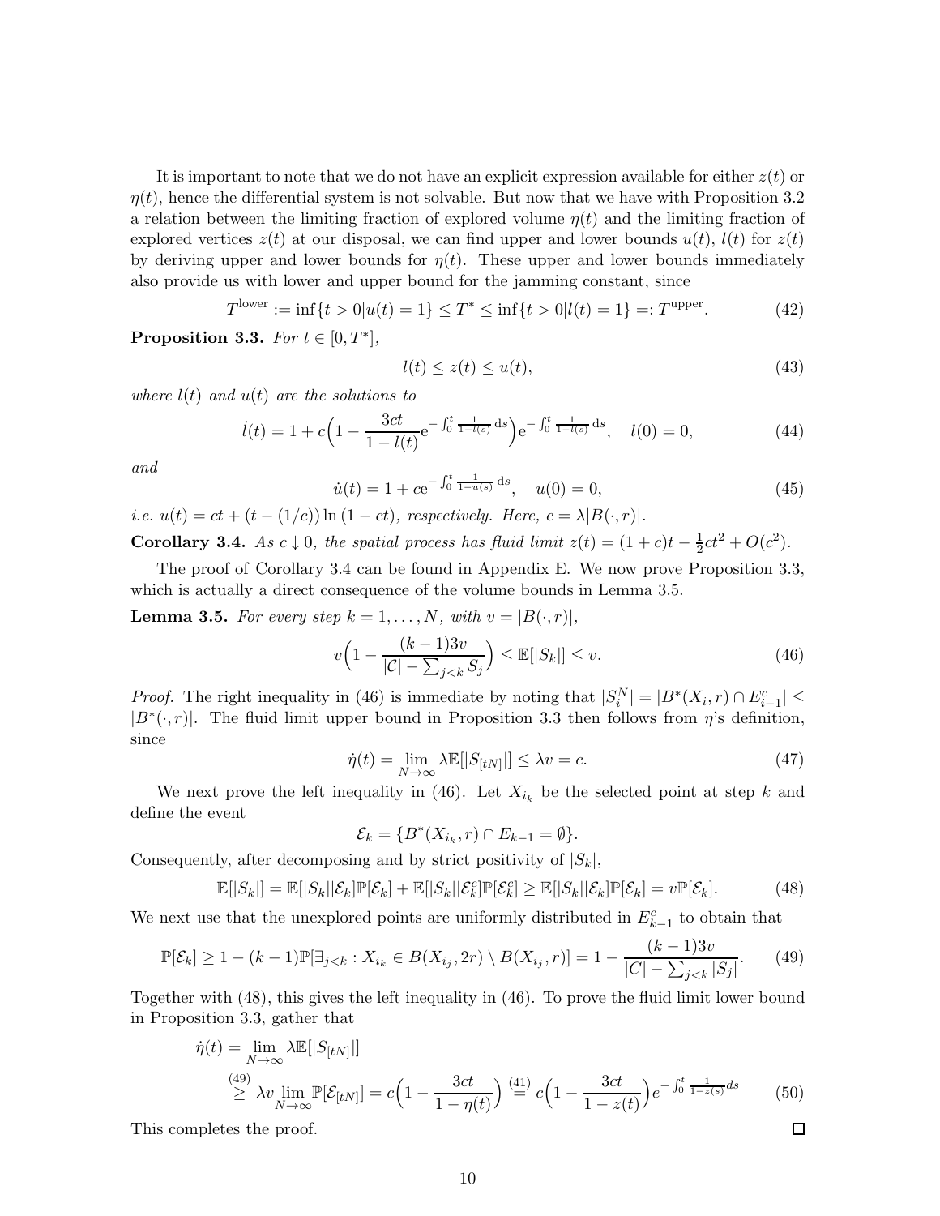It is important to note that we do not have an explicit expression available for either $z(t)$ or $\eta(t)$, hence the differential system is not solvable. But now that we have with Proposition 3.2 a relation between the limiting fraction of explored volume $\eta(t)$ and the limiting fraction of explored vertices $z(t)$ at our disposal, we can find upper and lower bounds $u(t)$, $l(t)$ for $z(t)$ by deriving upper and lower bounds for $\eta(t)$. These upper and lower bounds immediately also provide us with lower and upper bound for the jamming constant, since

$$T^{\text{lower}} := \inf\{t > 0 | u(t) = 1\} \leq T^* \leq \inf\{t > 0 | l(t) = 1\} =: T^{\text{upper}}. \tag{42}$$

**Proposition 3.3.** *For $t \in [0, T^*]$,*

$$l(t) \leq z(t) \leq u(t), \tag{43}$$

*where $l(t)$ and $u(t)$ are the solutions to*

$$\dot{l}(t) = 1 + c\Big(1 - \frac{3ct}{1 - l(t)} \mathrm{e}^{-\int_0^t \frac{1}{1-l(s)}\,\mathrm{d}s}\Big) \mathrm{e}^{-\int_0^t \frac{1}{1-l(s)}\,\mathrm{d}s}, \quad l(0) = 0, \tag{44}$$

*and*

$$\dot{u}(t) = 1 + c\mathrm{e}^{-\int_0^t \frac{1}{1-u(s)}\,\mathrm{d}s}, \quad u(0) = 0, \tag{45}$$

*i.e. $u(t) = ct + (t - (1/c)) \ln(1 - ct)$, respectively. Here, $c = \lambda |B(\cdot, r)|$.*

**Corollary 3.4.** *As $c \downarrow 0$, the spatial process has fluid limit $z(t) = (1 + c)t - \frac{1}{2}ct^2 + O(c^2)$.*

The proof of Corollary 3.4 can be found in Appendix E. We now prove Proposition 3.3, which is actually a direct consequence of the volume bounds in Lemma 3.5.

**Lemma 3.5.** *For every step $k = 1, \ldots, N$, with $v = |B(\cdot, r)|$,*

$$v\Big(1 - \frac{(k-1)3v}{|\mathcal{C}| - \sum_{j<k} S_j}\Big) \leq \mathbb{E}[|S_k|] \leq v. \tag{46}$$

*Proof.* The right inequality in (46) is immediate by noting that $|S_i^N| = |B^*(X_i, r) \cap E_{i-1}^c| \leq |B^*(\cdot, r)|$. The fluid limit upper bound in Proposition 3.3 then follows from $\eta$'s definition, since

$$\dot{\eta}(t) = \lim_{N\to\infty} \lambda \mathbb{E}[|S_{[tN]}|] \leq \lambda v = c. \tag{47}$$

We next prove the left inequality in (46). Let $X_{i_k}$ be the selected point at step $k$ and define the event

$$\mathcal{E}_k = \{B^*(X_{i_k}, r) \cap E_{k-1} = \emptyset\}.$$

Consequently, after decomposing and by strict positivity of $|S_k|$,

$$\mathbb{E}[|S_k|] = \mathbb{E}[|S_k| | \mathcal{E}_k]\mathbb{P}[\mathcal{E}_k] + \mathbb{E}[|S_k| | \mathcal{E}_k^c]\mathbb{P}[\mathcal{E}_k^c] \geq \mathbb{E}[|S_k| | \mathcal{E}_k]\mathbb{P}[\mathcal{E}_k] = v\mathbb{P}[\mathcal{E}_k]. \tag{48}$$

We next use that the unexplored points are uniformly distributed in $E_{k-1}^c$ to obtain that

$$\mathbb{P}[\mathcal{E}_k] \geq 1 - (k-1)\mathbb{P}[\exists_{j<k} : X_{i_k} \in B(X_{i_j}, 2r) \setminus B(X_{i_j}, r)] = 1 - \frac{(k-1)3v}{|C| - \sum_{j<k} |S_j|}. \tag{49}$$

Together with (48), this gives the left inequality in (46). To prove the fluid limit lower bound in Proposition 3.3, gather that

$$\begin{aligned}
\dot{\eta}(t) &= \lim_{N\to\infty} \lambda \mathbb{E}[|S_{[tN]}|] \\
&\overset{(49)}{\geq} \lambda v \lim_{N\to\infty} \mathbb{P}[\mathcal{E}_{[tN]}] = c\Big(1 - \frac{3ct}{1 - \eta(t)}\Big) \overset{(41)}{=} c\Big(1 - \frac{3ct}{1 - z(t)}\Big) e^{-\int_0^t \frac{1}{1-z(s)} ds}
\end{aligned} \tag{50}$$

This completes the proof. $\square$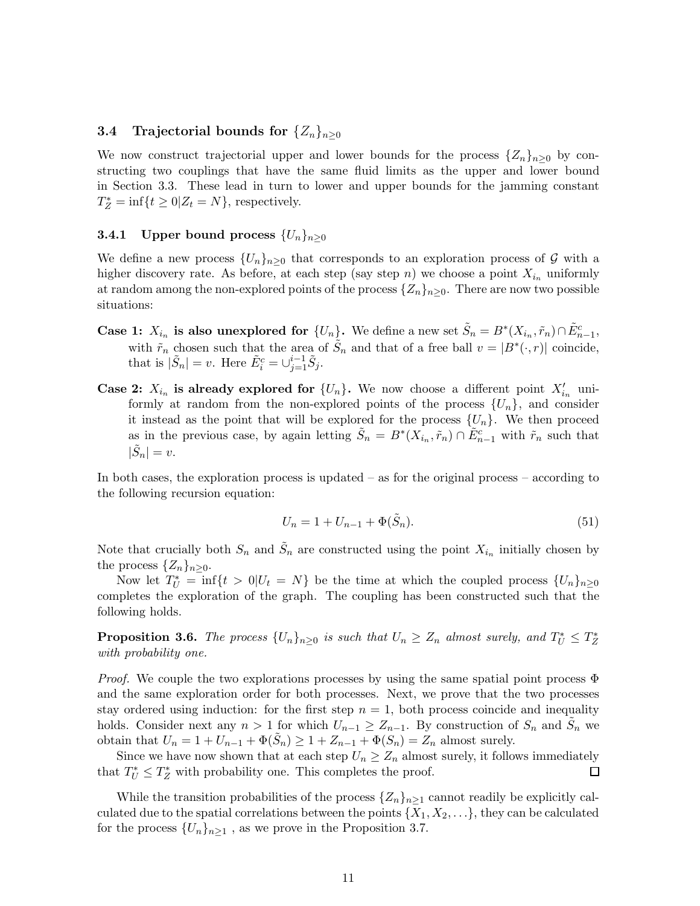### 3.4 Trajectorial bounds for $\{Z_n\}_{n\geq 0}$

We now construct trajectorial upper and lower bounds for the process $\{Z_n\}_{n\geq 0}$ by constructing two couplings that have the same fluid limits as the upper and lower bound in Section 3.3. These lead in turn to lower and upper bounds for the jamming constant $T_Z^* = \inf\{t \geq 0 | Z_t = N\}$, respectively.

#### 3.4.1 Upper bound process $\{U_n\}_{n\geq 0}$

We define a new process $\{U_n\}_{n\geq 0}$ that corresponds to an exploration process of $\mathcal{G}$ with a higher discovery rate. As before, at each step (say step $n$) we choose a point $X_{i_n}$ uniformly at random among the non-explored points of the process $\{Z_n\}_{n\geq 0}$. There are now two possible situations:

**Case 1: $X_{i_n}$ is also unexplored for $\{U_n\}$.** We define a new set $\tilde{S}_n = B^*(X_{i_n}, \tilde{r}_n) \cap \tilde{E}_{n-1}^c$, with $\tilde{r}_n$ chosen such that the area of $\tilde{S}_n$ and that of a free ball $v = |B^*(\cdot, r)|$ coincide, that is $|\tilde{S}_n| = v$. Here $\tilde{E}_i^c = \cup_{j=1}^{i-1} \tilde{S}_j$.

**Case 2: $X_{i_n}$ is already explored for $\{U_n\}$.** We now choose a different point $X'_{i_n}$ uniformly at random from the non-explored points of the process $\{U_n\}$, and consider it instead as the point that will be explored for the process $\{U_n\}$. We then proceed as in the previous case, by again letting $\tilde{S}_n = B^*(X_{i_n}, \tilde{r}_n) \cap \tilde{E}_{n-1}^c$ with $\tilde{r}_n$ such that $|\tilde{S}_n| = v$.

In both cases, the exploration process is updated – as for the original process – according to the following recursion equation:

$$U_n = 1 + U_{n-1} + \Phi(\tilde{S}_n). \tag{51}$$

Note that crucially both $S_n$ and $\tilde{S}_n$ are constructed using the point $X_{i_n}$ initially chosen by the process $\{Z_n\}_{n\geq 0}$.

Now let $T_U^* = \inf\{t > 0 | U_t = N\}$ be the time at which the coupled process $\{U_n\}_{n\geq 0}$ completes the exploration of the graph. The coupling has been constructed such that the following holds.

**Proposition 3.6.** *The process $\{U_n\}_{n\geq 0}$ is such that $U_n \geq Z_n$ almost surely, and $T_U^* \leq T_Z^*$ with probability one.*

*Proof.* We couple the two explorations processes by using the same spatial point process $\Phi$ and the same exploration order for both processes. Next, we prove that the two processes stay ordered using induction: for the first step $n = 1$, both process coincide and inequality holds. Consider next any $n > 1$ for which $U_{n-1} \geq Z_{n-1}$. By construction of $S_n$ and $\tilde{S}_n$ we obtain that $U_n = 1 + U_{n-1} + \Phi(\tilde{S}_n) \geq 1 + Z_{n-1} + \Phi(S_n) = Z_n$ almost surely.

Since we have now shown that at each step $U_n \geq Z_n$ almost surely, it follows immediately that $T_U^* \leq T_Z^*$ with probability one. This completes the proof. $\square$

While the transition probabilities of the process $\{Z_n\}_{n\geq 1}$ cannot readily be explicitly calculated due to the spatial correlations between the points $\{X_1, X_2, \ldots\}$, they can be calculated for the process $\{U_n\}_{n\geq 1}$ , as we prove in the Proposition 3.7.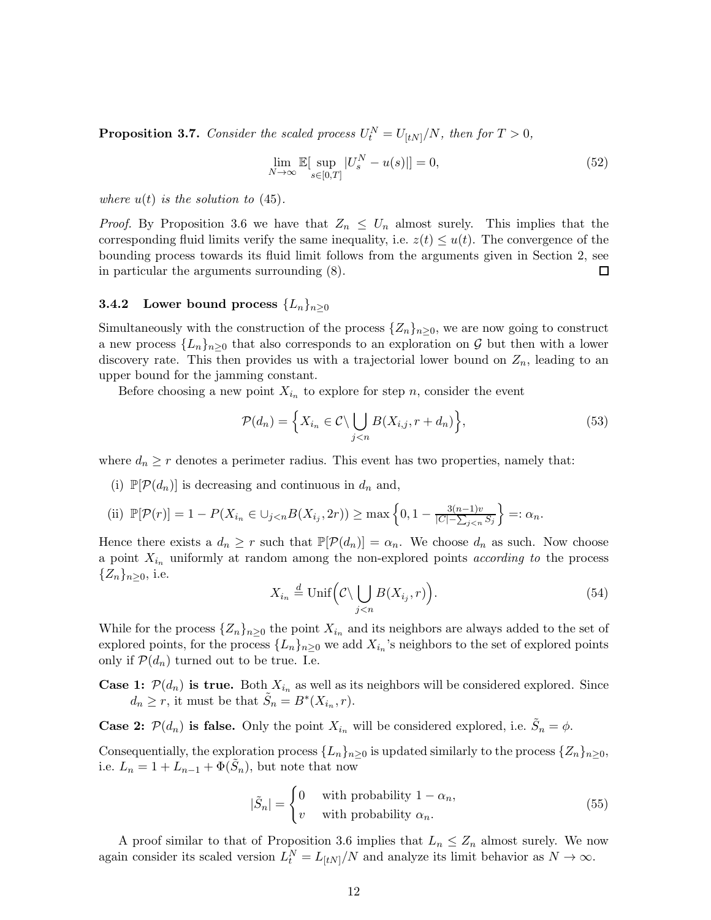**Proposition 3.7.** *Consider the scaled process $U_t^N = U_{[tN]}/N$, then for $T > 0$,*

$$\lim_{N\to\infty} \mathbb{E}[\sup_{s\in[0,T]} |U_s^N - u(s)|] = 0, \tag{52}$$

*where $u(t)$ is the solution to (45).*

*Proof.* By Proposition 3.6 we have that $Z_n \leq U_n$ almost surely. This implies that the corresponding fluid limits verify the same inequality, i.e. $z(t) \leq u(t)$. The convergence of the bounding process towards its fluid limit follows from the arguments given in Section 2, see in particular the arguments surrounding (8). □

### 3.4.2 Lower bound process $\{L_n\}_{n\geq 0}$

Simultaneously with the construction of the process $\{Z_n\}_{n\geq 0}$, we are now going to construct a new process $\{L_n\}_{n\geq 0}$ that also corresponds to an exploration on $\mathcal{G}$ but then with a lower discovery rate. This then provides us with a trajectorial lower bound on $Z_n$, leading to an upper bound for the jamming constant.

Before choosing a new point $X_{i_n}$ to explore for step $n$, consider the event

$$\mathcal{P}(d_n) = \Big\{ X_{i_n} \in \mathcal{C} \backslash \bigcup_{j<n} B(X_{i,j}, r + d_n) \Big\}, \tag{53}$$

where $d_n \geq r$ denotes a perimeter radius. This event has two properties, namely that:

(i) $\mathbb{P}[\mathcal{P}(d_n)]$ is decreasing and continuous in $d_n$ and,

(ii) $\mathbb{P}[\mathcal{P}(r)] = 1 - P(X_{i_n} \in \cup_{j<n} B(X_{i_j}, 2r)) \geq \max\Big\{0, 1 - \frac{3(n-1)v}{|C| - \sum_{j<n} S_j}\Big\} =: \alpha_n$.

Hence there exists a $d_n \geq r$ such that $\mathbb{P}[\mathcal{P}(d_n)] = \alpha_n$. We choose $d_n$ as such. Now choose a point $X_{i_n}$ uniformly at random among the non-explored points *according to* the process $\{Z_n\}_{n\geq 0}$, i.e.

$$X_{i_n} \stackrel{d}{=} \text{Unif}\Big(\mathcal{C} \backslash \bigcup_{j<n} B(X_{i_j}, r)\Big). \tag{54}$$

While for the process $\{Z_n\}_{n\geq 0}$ the point $X_{i_n}$ and its neighbors are always added to the set of explored points, for the process $\{L_n\}_{n\geq 0}$ we add $X_{i_n}$'s neighbors to the set of explored points only if $\mathcal{P}(d_n)$ turned out to be true. I.e.

**Case 1: $\mathcal{P}(d_n)$ is true.** Both $X_{i_n}$ as well as its neighbors will be considered explored. Since $d_n \geq r$, it must be that $\tilde{S}_n = B^*(X_{i_n}, r)$.

**Case 2: $\mathcal{P}(d_n)$ is false.** Only the point $X_{i_n}$ will be considered explored, i.e. $\tilde{S}_n = \phi$.

Consequentially, the exploration process $\{L_n\}_{n\geq 0}$ is updated similarly to the process $\{Z_n\}_{n\geq 0}$, i.e. $L_n = 1 + L_{n-1} + \Phi(\tilde{S}_n)$, but note that now

$$|\tilde{S}_n| = \begin{cases} 0 & \text{with probability } 1 - \alpha_n, \\ v & \text{with probability } \alpha_n. \end{cases} \tag{55}$$

A proof similar to that of Proposition 3.6 implies that $L_n \leq Z_n$ almost surely. We now again consider its scaled version $L_t^N = L_{[tN]}/N$ and analyze its limit behavior as $N \to \infty$.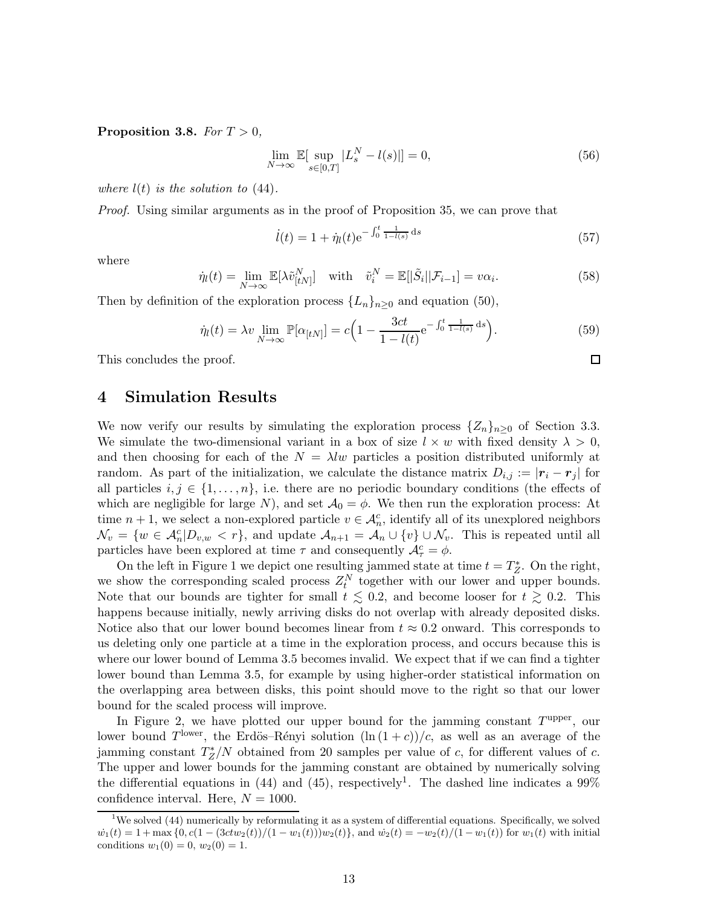**Proposition 3.8.** *For $T > 0$,*

$$\lim_{N\to\infty} \mathbb{E}[\sup_{s\in[0,T]} |L_s^N - l(s)|] = 0, \tag{56}$$

*where $l(t)$ is the solution to (44).*

*Proof.* Using similar arguments as in the proof of Proposition 35, we can prove that

$$\dot{l}(t) = 1 + \dot{\eta}_l(t)\mathrm{e}^{-\int_0^t \frac{1}{1-l(s)}\,\mathrm{d}s} \tag{57}$$

where

$$\dot{\eta}_l(t) = \lim_{N\to\infty} \mathbb{E}[\lambda \tilde{v}_{[tN]}^N] \quad \text{with} \quad \tilde{v}_i^N = \mathbb{E}[|\tilde{S}_i||\mathcal{F}_{i-1}] = v\alpha_i. \tag{58}$$

Then by definition of the exploration process $\{L_n\}_{n\geq 0}$ and equation (50),

$$\dot{\eta}_l(t) = \lambda v \lim_{N\to\infty} \mathbb{P}[\alpha_{[tN]}] = c\Big(1 - \frac{3ct}{1-l(t)}\mathrm{e}^{-\int_0^t \frac{1}{1-l(s)}\,\mathrm{d}s}\Big). \tag{59}$$

This concludes the proof. $\square$

# 4 Simulation Results

We now verify our results by simulating the exploration process $\{Z_n\}_{n\geq 0}$ of Section 3.3. We simulate the two-dimensional variant in a box of size $l \times w$ with fixed density $\lambda > 0$, and then choosing for each of the $N = \lambda lw$ particles a position distributed uniformly at random. As part of the initialization, we calculate the distance matrix $D_{i,j} := |\boldsymbol{r}_i - \boldsymbol{r}_j|$ for all particles $i, j \in \{1, \ldots, n\}$, i.e. there are no periodic boundary conditions (the effects of which are negligible for large $N$), and set $\mathcal{A}_0 = \phi$. We then run the exploration process: At time $n+1$, we select a non-explored particle $v \in \mathcal{A}_n^c$, identify all of its unexplored neighbors $\mathcal{N}_v = \{w \in \mathcal{A}_n^c | D_{v,w} < r\}$, and update $\mathcal{A}_{n+1} = \mathcal{A}_n \cup \{v\} \cup \mathcal{N}_v$. This is repeated until all particles have been explored at time $\tau$ and consequently $\mathcal{A}_\tau^c = \phi$.

On the left in Figure 1 we depict one resulting jammed state at time $t = T_Z^*$. On the right, we show the corresponding scaled process $Z_t^N$ together with our lower and upper bounds. Note that our bounds are tighter for small $t \lesssim 0.2$, and become looser for $t \gtrsim 0.2$. This happens because initially, newly arriving disks do not overlap with already deposited disks. Notice also that our lower bound becomes linear from $t \approx 0.2$ onward. This corresponds to us deleting only one particle at a time in the exploration process, and occurs because this is where our lower bound of Lemma 3.5 becomes invalid. We expect that if we can find a tighter lower bound than Lemma 3.5, for example by using higher-order statistical information on the overlapping area between disks, this point should move to the right so that our lower bound for the scaled process will improve.

In Figure 2, we have plotted our upper bound for the jamming constant $T^{\text{upper}}$, our lower bound $T^{\text{lower}}$, the Erdös–Rényi solution $(\ln(1+c))/c$, as well as an average of the jamming constant $T_Z^*/N$ obtained from 20 samples per value of $c$, for different values of $c$. The upper and lower bounds for the jamming constant are obtained by numerically solving the differential equations in (44) and (45), respectively[1]. The dashed line indicates a 99% confidence interval. Here, $N = 1000$.

[1] We solved (44) numerically by reformulating it as a system of differential equations. Specifically, we solved $\dot{w_1}(t) = 1 + \max\{0, c(1 - (3ctw_2(t))/(1 - w_1(t)))w_2(t)\}$, and $\dot{w_2}(t) = -w_2(t)/(1 - w_1(t))$ for $w_1(t)$ with initial conditions $w_1(0) = 0$, $w_2(0) = 1$.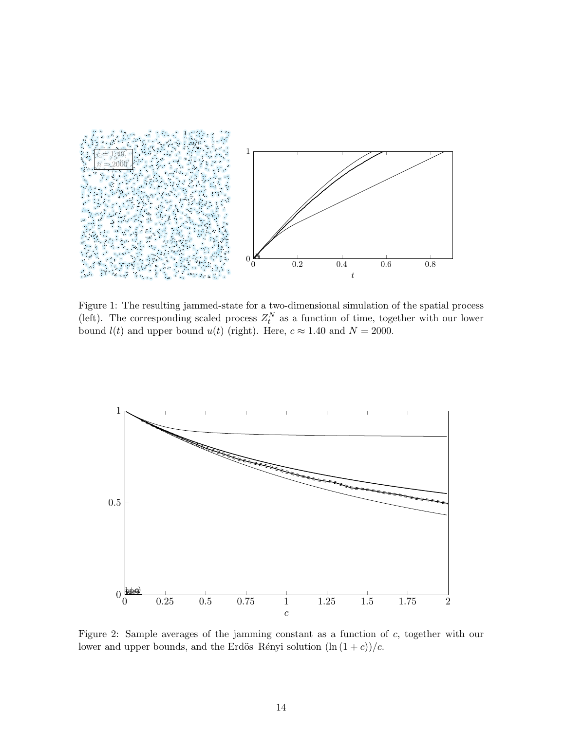Figure 1: The resulting jammed-state for a two-dimensional simulation of the spatial process (left). The corresponding scaled process $Z_t^N$ as a function of time, together with our lower bound $l(t)$ and upper bound $u(t)$ (right). Here, $c \approx 1.40$ and $N = 2000$.

Figure 2: Sample averages of the jamming constant as a function of $c$, together with our lower and upper bounds, and the Erdös–Rényi solution $(\ln(1+c))/c$.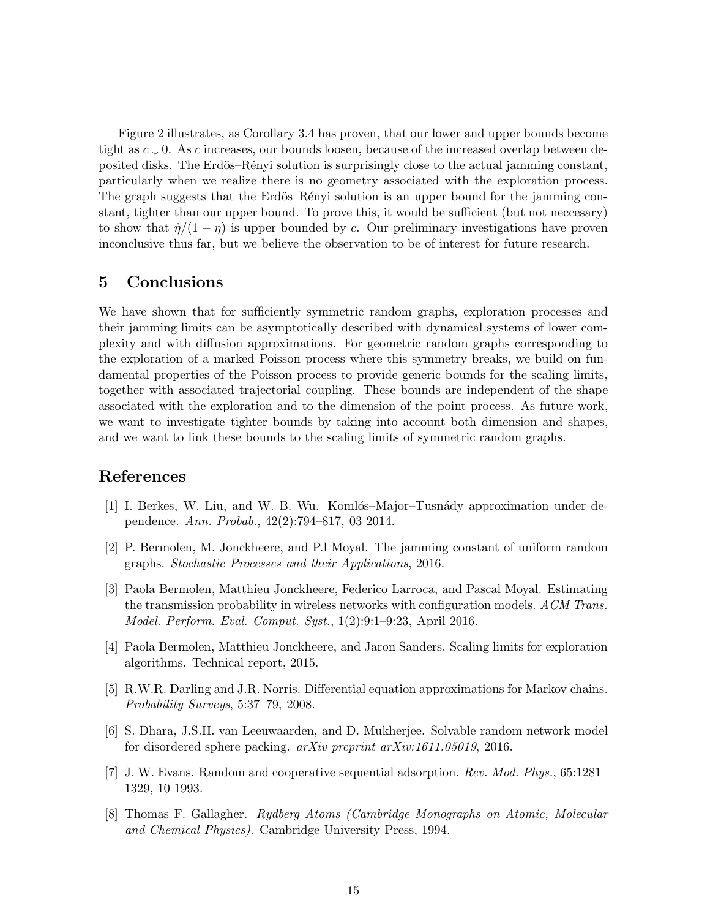Figure 2 illustrates, as Corollary 3.4 has proven, that our lower and upper bounds become tight as $c \downarrow 0$. As $c$ increases, our bounds loosen, because of the increased overlap between deposited disks. The Erdös–Rényi solution is surprisingly close to the actual jamming constant, particularly when we realize there is no geometry associated with the exploration process. The graph suggests that the Erdös–Rényi solution is an upper bound for the jamming constant, tighter than our upper bound. To prove this, it would be sufficient (but not neccesary) to show that $\dot{\eta}/(1-\eta)$ is upper bounded by $c$. Our preliminary investigations have proven inconclusive thus far, but we believe the observation to be of interest for future research.

## 5 Conclusions

We have shown that for sufficiently symmetric random graphs, exploration processes and their jamming limits can be asymptotically described with dynamical systems of lower complexity and with diffusion approximations. For geometric random graphs corresponding to the exploration of a marked Poisson process where this symmetry breaks, we build on fundamental properties of the Poisson process to provide generic bounds for the scaling limits, together with associated trajectorial coupling. These bounds are independent of the shape associated with the exploration and to the dimension of the point process. As future work, we want to investigate tighter bounds by taking into account both dimension and shapes, and we want to link these bounds to the scaling limits of symmetric random graphs.

## References

[1] I. Berkes, W. Liu, and W. B. Wu. Komlós–Major–Tusnády approximation under dependence. *Ann. Probab.*, 42(2):794–817, 03 2014.

[2] P. Bermolen, M. Jonckheere, and P.l Moyal. The jamming constant of uniform random graphs. *Stochastic Processes and their Applications*, 2016.

[3] Paola Bermolen, Matthieu Jonckheere, Federico Larroca, and Pascal Moyal. Estimating the transmission probability in wireless networks with configuration models. *ACM Trans. Model. Perform. Eval. Comput. Syst.*, 1(2):9:1–9:23, April 2016.

[4] Paola Bermolen, Matthieu Jonckheere, and Jaron Sanders. Scaling limits for exploration algorithms. Technical report, 2015.

[5] R.W.R. Darling and J.R. Norris. Differential equation approximations for Markov chains. *Probability Surveys*, 5:37–79, 2008.

[6] S. Dhara, J.S.H. van Leeuwaarden, and D. Mukherjee. Solvable random network model for disordered sphere packing. *arXiv preprint arXiv:1611.05019*, 2016.

[7] J. W. Evans. Random and cooperative sequential adsorption. *Rev. Mod. Phys.*, 65:1281–1329, 10 1993.

[8] Thomas F. Gallagher. *Rydberg Atoms (Cambridge Monographs on Atomic, Molecular and Chemical Physics)*. Cambridge University Press, 1994.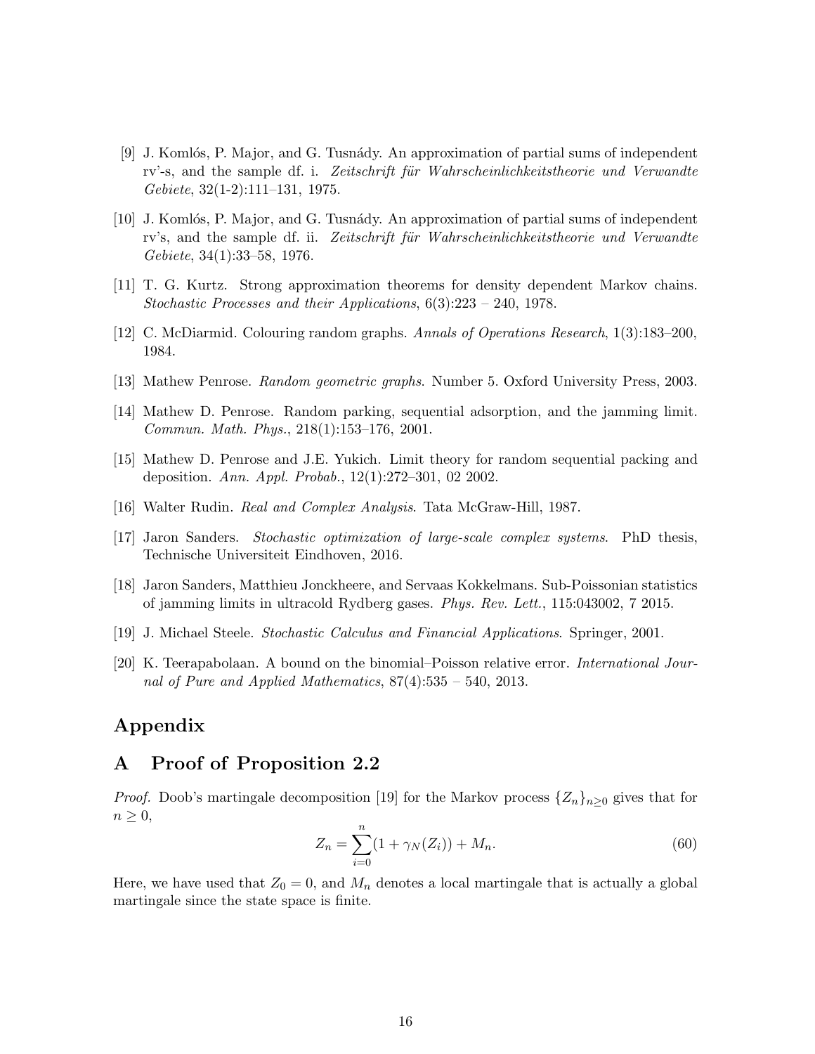[9] J. Komlós, P. Major, and G. Tusnády. An approximation of partial sums of independent rv'-s, and the sample df. i. *Zeitschrift für Wahrscheinlichkeitstheorie und Verwandte Gebiete*, 32(1-2):111–131, 1975.

[10] J. Komlós, P. Major, and G. Tusnády. An approximation of partial sums of independent rv's, and the sample df. ii. *Zeitschrift für Wahrscheinlichkeitstheorie und Verwandte Gebiete*, 34(1):33–58, 1976.

[11] T. G. Kurtz. Strong approximation theorems for density dependent Markov chains. *Stochastic Processes and their Applications*, 6(3):223 – 240, 1978.

[12] C. McDiarmid. Colouring random graphs. *Annals of Operations Research*, 1(3):183–200, 1984.

[13] Mathew Penrose. *Random geometric graphs*. Number 5. Oxford University Press, 2003.

[14] Mathew D. Penrose. Random parking, sequential adsorption, and the jamming limit. *Commun. Math. Phys.*, 218(1):153–176, 2001.

[15] Mathew D. Penrose and J.E. Yukich. Limit theory for random sequential packing and deposition. *Ann. Appl. Probab.*, 12(1):272–301, 02 2002.

[16] Walter Rudin. *Real and Complex Analysis*. Tata McGraw-Hill, 1987.

[17] Jaron Sanders. *Stochastic optimization of large-scale complex systems*. PhD thesis, Technische Universiteit Eindhoven, 2016.

[18] Jaron Sanders, Matthieu Jonckheere, and Servaas Kokkelmans. Sub-Poissonian statistics of jamming limits in ultracold Rydberg gases. *Phys. Rev. Lett.*, 115:043002, 7 2015.

[19] J. Michael Steele. *Stochastic Calculus and Financial Applications*. Springer, 2001.

[20] K. Teerapabolaan. A bound on the binomial–Poisson relative error. *International Journal of Pure and Applied Mathematics*, 87(4):535 – 540, 2013.

# Appendix

## A Proof of Proposition 2.2

*Proof.* Doob's martingale decomposition [19] for the Markov process $\{Z_n\}_{n\geq 0}$ gives that for $n \geq 0$,

$$Z_n = \sum_{i=0}^{n}(1 + \gamma_N(Z_i)) + M_n. \tag{60}$$

Here, we have used that $Z_0 = 0$, and $M_n$ denotes a local martingale that is actually a global martingale since the state space is finite.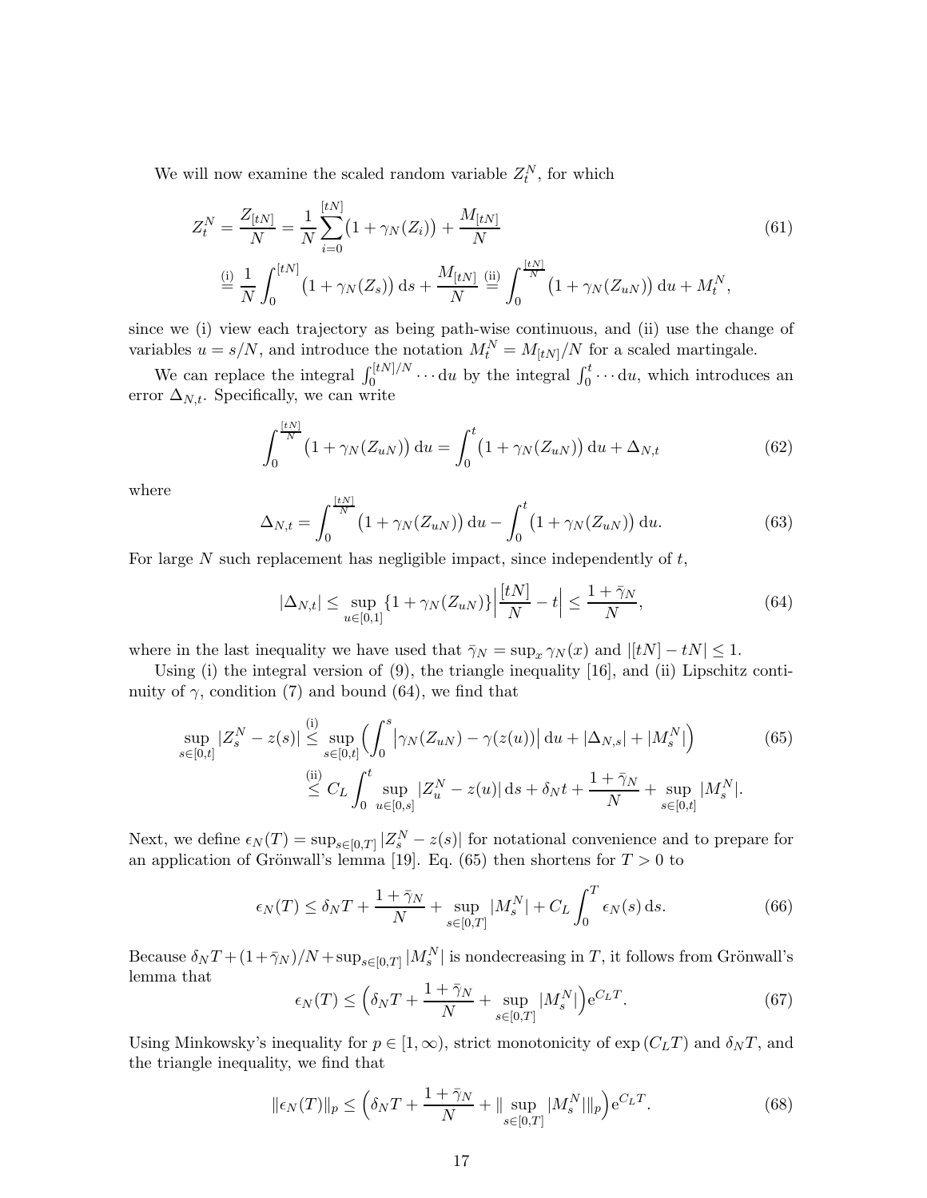We will now examine the scaled random variable $Z_t^N$, for which

$$
\begin{aligned}
Z_t^N = \frac{Z_{[tN]}}{N} &= \frac{1}{N}\sum_{i=0}^{[tN]}\big(1+\gamma_N(Z_i)\big) + \frac{M_{[tN]}}{N} \\
&\overset{\text{(i)}}{=} \frac{1}{N}\int_0^{[tN]}\big(1+\gamma_N(Z_s)\big)\,\mathrm{d}s + \frac{M_{[tN]}}{N} \overset{\text{(ii)}}{=} \int_0^{\frac{[tN]}{N}}\big(1+\gamma_N(Z_{uN})\big)\,\mathrm{d}u + M_t^N,
\end{aligned}
\tag{61}
$$

since we (i) view each trajectory as being path-wise continuous, and (ii) use the change of variables $u = s/N$, and introduce the notation $M_t^N = M_{[tN]}/N$ for a scaled martingale.

We can replace the integral $\int_0^{[tN]/N}\cdots\,\mathrm{d}u$ by the integral $\int_0^t\cdots\,\mathrm{d}u$, which introduces an error $\Delta_{N,t}$. Specifically, we can write

$$
\int_0^{\frac{[tN]}{N}}\big(1+\gamma_N(Z_{uN})\big)\,\mathrm{d}u = \int_0^t\big(1+\gamma_N(Z_{uN})\big)\,\mathrm{d}u + \Delta_{N,t}
\tag{62}
$$

where

$$
\Delta_{N,t} = \int_0^{\frac{[tN]}{N}}\big(1+\gamma_N(Z_{uN})\big)\,\mathrm{d}u - \int_0^t\big(1+\gamma_N(Z_{uN})\big)\,\mathrm{d}u.
\tag{63}
$$

For large $N$ such replacement has negligible impact, since independently of $t$,

$$
|\Delta_{N,t}| \le \sup_{u\in[0,1]}\{1+\gamma_N(Z_{uN})\}\Big|\frac{[tN]}{N} - t\Big| \le \frac{1+\bar{\gamma}_N}{N},
\tag{64}
$$

where in the last inequality we have used that $\bar{\gamma}_N = \sup_x \gamma_N(x)$ and $|[tN]-tN| \le 1$.

Using (i) the integral version of (9), the triangle inequality [16], and (ii) Lipschitz continuity of $\gamma$, condition (7) and bound (64), we find that

$$
\begin{aligned}
\sup_{s\in[0,t]}|Z_s^N - z(s)| &\overset{\text{(i)}}{\le} \sup_{s\in[0,t]}\Big(\int_0^s\big|\gamma_N(Z_{uN}) - \gamma(z(u))\big|\,\mathrm{d}u + |\Delta_{N,s}| + |M_s^N|\Big) \\
&\overset{\text{(ii)}}{\le} C_L\int_0^t \sup_{u\in[0,s]}|Z_u^N - z(u)|\,\mathrm{d}s + \delta_N t + \frac{1+\bar{\gamma}_N}{N} + \sup_{s\in[0,t]}|M_s^N|.
\end{aligned}
\tag{65}
$$

Next, we define $\epsilon_N(T) = \sup_{s\in[0,T]}|Z_s^N - z(s)|$ for notational convenience and to prepare for an application of Grönwall's lemma [19]. Eq. (65) then shortens for $T>0$ to

$$
\epsilon_N(T) \le \delta_N T + \frac{1+\bar{\gamma}_N}{N} + \sup_{s\in[0,T]}|M_s^N| + C_L\int_0^T \epsilon_N(s)\,\mathrm{d}s.
\tag{66}
$$

Because $\delta_N T + (1+\bar{\gamma}_N)/N + \sup_{s\in[0,T]}|M_s^N|$ is nondecreasing in $T$, it follows from Grönwall's lemma that

$$
\epsilon_N(T) \le \Big(\delta_N T + \frac{1+\bar{\gamma}_N}{N} + \sup_{s\in[0,T]}|M_s^N|\Big)\mathrm{e}^{C_L T}.
\tag{67}
$$

Using Minkowsky's inequality for $p\in[1,\infty)$, strict monotonicity of $\exp(C_L T)$ and $\delta_N T$, and the triangle inequality, we find that

$$
\|\epsilon_N(T)\|_p \le \Big(\delta_N T + \frac{1+\bar{\gamma}_N}{N} + \|\sup_{s\in[0,T]}|M_s^N|\|_p\Big)\mathrm{e}^{C_L T}.
\tag{68}
$$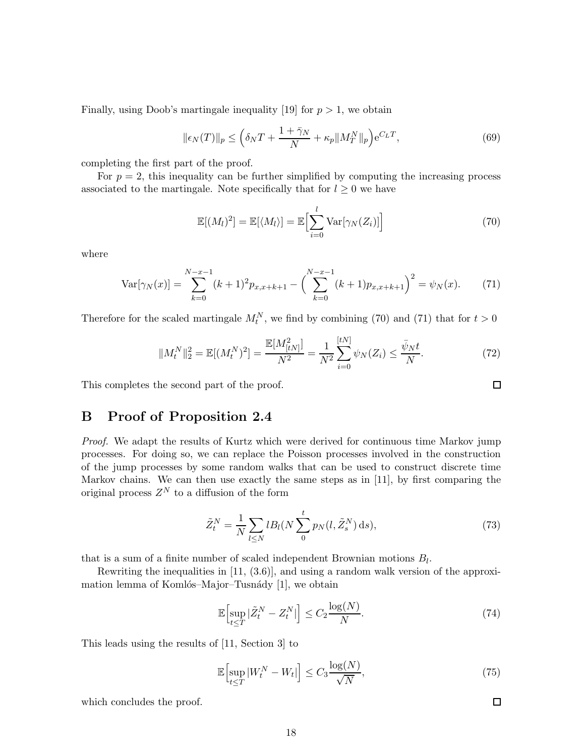Finally, using Doob's martingale inequality [19] for $p > 1$, we obtain

$$\|\epsilon_N(T)\|_p \leq \Big(\delta_N T + \frac{1+\bar{\gamma}_N}{N} + \kappa_p \|M_T^N\|_p\Big) \mathrm{e}^{C_L T}, \tag{69}$$

completing the first part of the proof.

For $p = 2$, this inequality can be further simplified by computing the increasing process associated to the martingale. Note specifically that for $l \geq 0$ we have

$$\mathbb{E}[(M_l)^2] = \mathbb{E}[\langle M_l \rangle] = \mathbb{E}\Big[\sum_{i=0}^{l} \mathrm{Var}[\gamma_N(Z_i)]\Big] \tag{70}$$

where

$$\mathrm{Var}[\gamma_N(x)] = \sum_{k=0}^{N-x-1} (k+1)^2 p_{x,x+k+1} - \Big(\sum_{k=0}^{N-x-1} (k+1) p_{x,x+k+1}\Big)^2 = \psi_N(x). \tag{71}$$

Therefore for the scaled martingale $M_t^N$, we find by combining (70) and (71) that for $t > 0$

$$\|M_t^N\|_2^2 = \mathbb{E}[(M_t^N)^2] = \frac{\mathbb{E}[M_{[tN]}^2]}{N^2} = \frac{1}{N^2} \sum_{i=0}^{[tN]} \psi_N(Z_i) \leq \frac{\bar{\psi}_N t}{N}. \tag{72}$$

This completes the second part of the proof. □

## B Proof of Proposition 2.4

*Proof.* We adapt the results of Kurtz which were derived for continuous time Markov jump processes. For doing so, we can replace the Poisson processes involved in the construction of the jump processes by some random walks that can be used to construct discrete time Markov chains. We can then use exactly the same steps as in [11], by first comparing the original process $Z^N$ to a diffusion of the form

$$\tilde{Z}_t^N = \frac{1}{N} \sum_{l \leq N} l B_l (N \sum_{0}^{t} p_N(l, \tilde{Z}_s^N) \, \mathrm{d}s), \tag{73}$$

that is a sum of a finite number of scaled independent Brownian motions $B_l$.

Rewriting the inequalities in [11, (3.6)], and using a random walk version of the approximation lemma of Komlós–Major–Tusnády [1], we obtain

$$\mathbb{E}\Big[\sup_{t \leq T} |\tilde{Z}_t^N - Z_t^N|\Big] \leq C_2 \frac{\log(N)}{N}. \tag{74}$$

This leads using the results of [11, Section 3] to

$$\mathbb{E}\Big[\sup_{t \leq T} |W_t^N - W_t|\Big] \leq C_3 \frac{\log(N)}{\sqrt{N}}, \tag{75}$$

which concludes the proof. □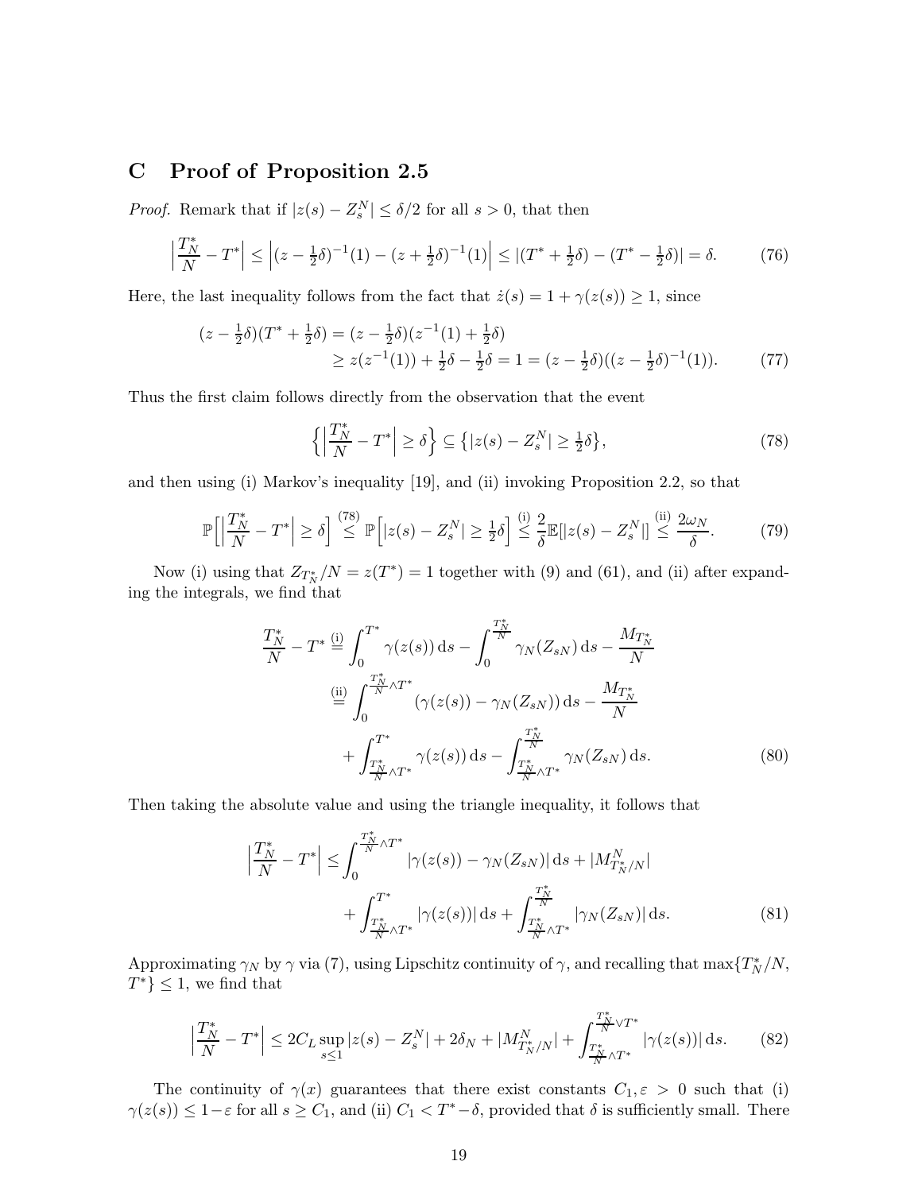## C Proof of Proposition 2.5

*Proof.* Remark that if $|z(s) - Z_s^N| \leq \delta/2$ for all $s > 0$, that then

$$\Big|\frac{T_N^*}{N} - T^*\Big| \leq \Big|(z - \tfrac{1}{2}\delta)^{-1}(1) - (z + \tfrac{1}{2}\delta)^{-1}(1)\Big| \leq |(T^* + \tfrac{1}{2}\delta) - (T^* - \tfrac{1}{2}\delta)| = \delta. \tag{76}$$

Here, the last inequality follows from the fact that $\dot{z}(s) = 1 + \gamma(z(s)) \geq 1$, since

$$\begin{aligned}(z - \tfrac{1}{2}\delta)(T^* + \tfrac{1}{2}\delta) &= (z - \tfrac{1}{2}\delta)(z^{-1}(1) + \tfrac{1}{2}\delta)\\ &\geq z(z^{-1}(1)) + \tfrac{1}{2}\delta - \tfrac{1}{2}\delta = 1 = (z - \tfrac{1}{2}\delta)((z - \tfrac{1}{2}\delta)^{-1}(1)).\end{aligned} \tag{77}$$

Thus the first claim follows directly from the observation that the event

$$\Big\{\Big|\frac{T_N^*}{N} - T^*\Big| \geq \delta\Big\} \subseteq \big\{|z(s) - Z_s^N| \geq \tfrac{1}{2}\delta\big\}, \tag{78}$$

and then using (i) Markov's inequality [19], and (ii) invoking Proposition 2.2, so that

$$\mathbb{P}\Big[\Big|\frac{T_N^*}{N} - T^*\Big| \geq \delta\Big] \overset{(78)}{\leq} \mathbb{P}\Big[|z(s) - Z_s^N| \geq \tfrac{1}{2}\delta\Big] \overset{\text{(i)}}{\leq} \frac{2}{\delta}\mathbb{E}[|z(s) - Z_s^N|] \overset{\text{(ii)}}{\leq} \frac{2\omega_N}{\delta}. \tag{79}$$

Now (i) using that $Z_{T_N^*}/N = z(T^*) = 1$ together with (9) and (61), and (ii) after expanding the integrals, we find that

$$\begin{aligned}\frac{T_N^*}{N} - T^* &\overset{\text{(i)}}{=} \int_0^{T^*} \gamma(z(s))\,\mathrm{d}s - \int_0^{\frac{T_N^*}{N}} \gamma_N(Z_{sN})\,\mathrm{d}s - \frac{M_{T_N^*}}{N}\\ &\overset{\text{(ii)}}{=} \int_0^{\frac{T_N^*}{N}\wedge T^*} (\gamma(z(s)) - \gamma_N(Z_{sN}))\,\mathrm{d}s - \frac{M_{T_N^*}}{N}\\ &\quad + \int_{\frac{T_N^*}{N}\wedge T^*}^{T^*} \gamma(z(s))\,\mathrm{d}s - \int_{\frac{T_N^*}{N}\wedge T^*}^{\frac{T_N^*}{N}} \gamma_N(Z_{sN})\,\mathrm{d}s.\end{aligned} \tag{80}$$

Then taking the absolute value and using the triangle inequality, it follows that

$$\begin{aligned}\Big|\frac{T_N^*}{N} - T^*\Big| &\leq \int_0^{\frac{T_N^*}{N}\wedge T^*} |\gamma(z(s)) - \gamma_N(Z_{sN})|\,\mathrm{d}s + |M^N_{T_N^*/N}|\\ &\quad + \int_{\frac{T_N^*}{N}\wedge T^*}^{T^*} |\gamma(z(s))|\,\mathrm{d}s + \int_{\frac{T_N^*}{N}\wedge T^*}^{\frac{T_N^*}{N}} |\gamma_N(Z_{sN})|\,\mathrm{d}s.\end{aligned} \tag{81}$$

Approximating $\gamma_N$ by $\gamma$ via (7), using Lipschitz continuity of $\gamma$, and recalling that $\max\{T_N^*/N, T^*\} \leq 1$, we find that

$$\Big|\frac{T_N^*}{N} - T^*\Big| \leq 2C_L \sup_{s\leq 1}|z(s) - Z_s^N| + 2\delta_N + |M^N_{T_N^*/N}| + \int_{\frac{T_N^*}{N}\wedge T^*}^{\frac{T_N^*}{N}\vee T^*} |\gamma(z(s))|\,\mathrm{d}s. \tag{82}$$

The continuity of $\gamma(x)$ guarantees that there exist constants $C_1, \varepsilon > 0$ such that (i) $\gamma(z(s)) \leq 1 - \varepsilon$ for all $s \geq C_1$, and (ii) $C_1 < T^* - \delta$, provided that $\delta$ is sufficiently small. There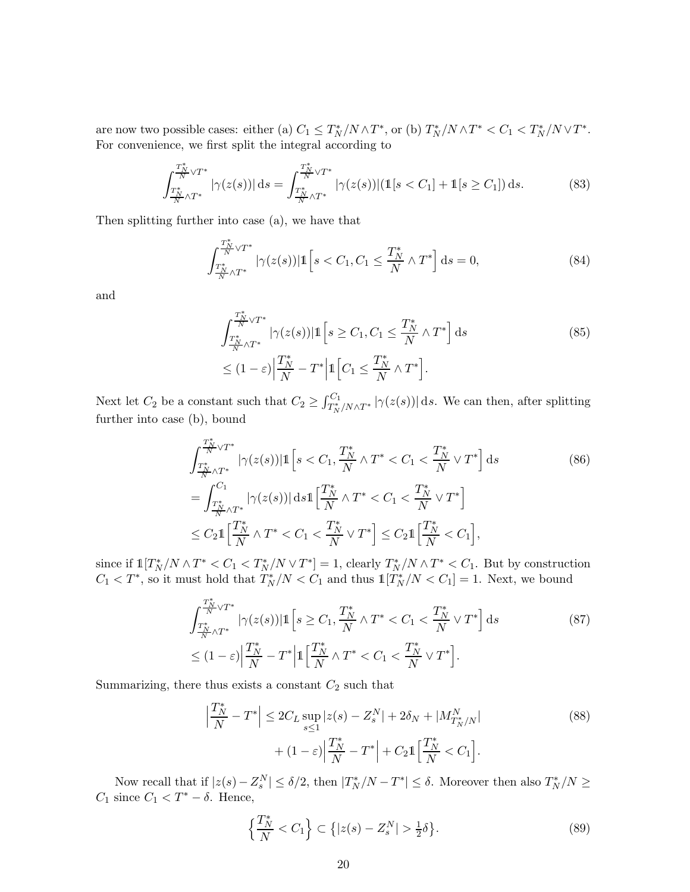are now two possible cases: either (a) $C_1 \leq T_N^*/N \wedge T^*$, or (b) $T_N^*/N \wedge T^* < C_1 < T_N^*/N \vee T^*$. For convenience, we first split the integral according to

$$\int_{\frac{T_N^*}{N} \wedge T^*}^{\frac{T_N^*}{N} \vee T^*} |\gamma(z(s))| \,\mathrm{d}s = \int_{\frac{T_N^*}{N} \wedge T^*}^{\frac{T_N^*}{N} \vee T^*} |\gamma(z(s))| (\mathbb{1}[s < C_1] + \mathbb{1}[s \geq C_1]) \,\mathrm{d}s. \tag{83}$$

Then splitting further into case (a), we have that

$$\int_{\frac{T_N^*}{N} \wedge T^*}^{\frac{T_N^*}{N} \vee T^*} |\gamma(z(s))| \mathbb{1}\Big[s < C_1, C_1 \leq \frac{T_N^*}{N} \wedge T^*\Big] \,\mathrm{d}s = 0, \tag{84}$$

and

$$\begin{aligned} &\int_{\frac{T_N^*}{N} \wedge T^*}^{\frac{T_N^*}{N} \vee T^*} |\gamma(z(s))| \mathbb{1}\Big[s \geq C_1, C_1 \leq \frac{T_N^*}{N} \wedge T^*\Big] \,\mathrm{d}s \\ &\leq (1-\varepsilon) \Big| \frac{T_N^*}{N} - T^* \Big| \mathbb{1}\Big[C_1 \leq \frac{T_N^*}{N} \wedge T^*\Big]. \end{aligned} \tag{85}$$

Next let $C_2$ be a constant such that $C_2 \geq \int_{T_N^*/N \wedge T^*}^{C_1} |\gamma(z(s))| \,\mathrm{d}s$. We can then, after splitting further into case (b), bound

$$\begin{aligned} &\int_{\frac{T_N^*}{N} \wedge T^*}^{\frac{T_N^*}{N} \vee T^*} |\gamma(z(s))| \mathbb{1}\Big[s < C_1, \frac{T_N^*}{N} \wedge T^* < C_1 < \frac{T_N^*}{N} \vee T^*\Big] \,\mathrm{d}s \\ &= \int_{\frac{T_N^*}{N} \wedge T^*}^{C_1} |\gamma(z(s))| \,\mathrm{d}s \mathbb{1}\Big[\frac{T_N^*}{N} \wedge T^* < C_1 < \frac{T_N^*}{N} \vee T^*\Big] \\ &\leq C_2 \mathbb{1}\Big[\frac{T_N^*}{N} \wedge T^* < C_1 < \frac{T_N^*}{N} \vee T^*\Big] \leq C_2 \mathbb{1}\Big[\frac{T_N^*}{N} < C_1\Big], \end{aligned} \tag{86}$$

since if $\mathbb{1}[T_N^*/N \wedge T^* < C_1 < T_N^*/N \vee T^*] = 1$, clearly $T_N^*/N \wedge T^* < C_1$. But by construction $C_1 < T^*$, so it must hold that $T_N^*/N < C_1$ and thus $\mathbb{1}[T_N^*/N < C_1] = 1$. Next, we bound

$$\begin{aligned} &\int_{\frac{T_N^*}{N} \wedge T^*}^{\frac{T_N^*}{N} \vee T^*} |\gamma(z(s))| \mathbb{1}\Big[s \geq C_1, \frac{T_N^*}{N} \wedge T^* < C_1 < \frac{T_N^*}{N} \vee T^*\Big] \,\mathrm{d}s \\ &\leq (1-\varepsilon) \Big| \frac{T_N^*}{N} - T^* \Big| \mathbb{1}\Big[\frac{T_N^*}{N} \wedge T^* < C_1 < \frac{T_N^*}{N} \vee T^*\Big]. \end{aligned} \tag{87}$$

Summarizing, there thus exists a constant $C_2$ such that

$$\begin{aligned} \Big| \frac{T_N^*}{N} - T^* \Big| &\leq 2C_L \sup_{s \leq 1} |z(s) - Z_s^N| + 2\delta_N + |M_{T_N^*/N}^N| \\ &\quad + (1-\varepsilon) \Big| \frac{T_N^*}{N} - T^* \Big| + C_2 \mathbb{1}\Big[\frac{T_N^*}{N} < C_1\Big]. \end{aligned} \tag{88}$$

Now recall that if $|z(s) - Z_s^N| \leq \delta/2$, then $|T_N^*/N - T^*| \leq \delta$. Moreover then also $T_N^*/N \geq C_1$ since $C_1 < T^* - \delta$. Hence,

$$\Big\{ \frac{T_N^*}{N} < C_1 \Big\} \subset \big\{ |z(s) - Z_s^N| > \tfrac{1}{2}\delta \big\}. \tag{89}$$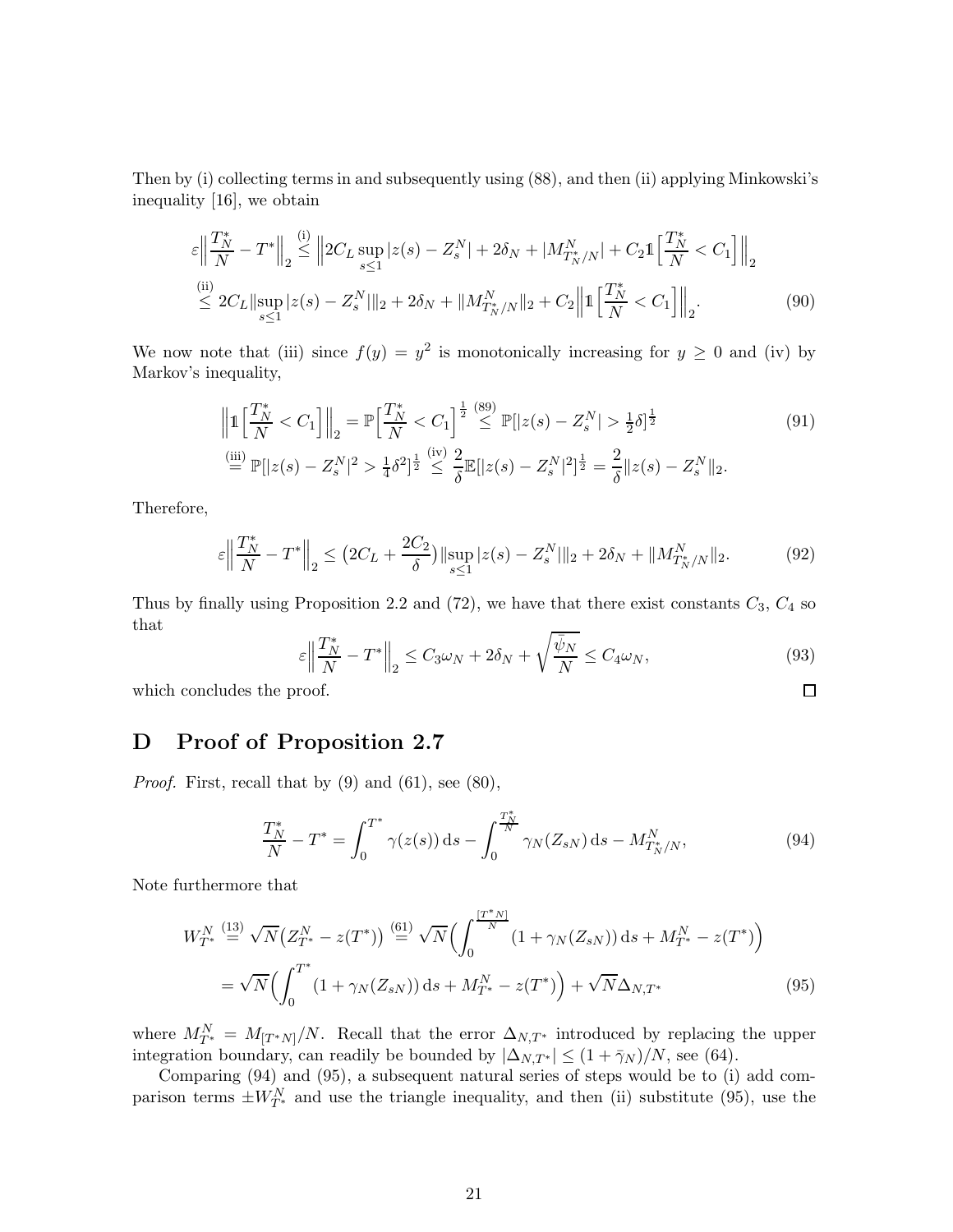Then by (i) collecting terms in and subsequently using (88), and then (ii) applying Minkowski's inequality [16], we obtain

$$
\begin{aligned}
\varepsilon\Big\|\frac{T_N^*}{N}-T^*\Big\|_2 &\overset{\text{(i)}}{\le} \Big\|2C_L\sup_{s\le 1}|z(s)-Z_s^N| + 2\delta_N + |M^N_{T_N^*/N}| + C_2 \mathbb{1}\Big[\frac{T_N^*}{N}<C_1\Big]\Big\|_2 \\
&\overset{\text{(ii)}}{\le} 2C_L\|\sup_{s\le 1}|z(s)-Z_s^N|\|_2 + 2\delta_N + \|M^N_{T_N^*/N}\|_2 + C_2\Big\|\mathbb{1}\Big[\frac{T_N^*}{N}<C_1\Big]\Big\|_2 .
\end{aligned} \tag{90}
$$

We now note that (iii) since $f(y)=y^2$ is monotonically increasing for $y\ge 0$ and (iv) by Markov's inequality,

$$
\begin{aligned}
\Big\|\mathbb{1}\Big[\frac{T_N^*}{N}<C_1\Big]\Big\|_2 &= \mathbb{P}\Big[\frac{T_N^*}{N}<C_1\Big]^{\frac{1}{2}} \overset{(89)}{\le} \mathbb{P}[|z(s)-Z_s^N|>\tfrac{1}{2}\delta]^{\frac{1}{2}} \\
&\overset{\text{(iii)}}{=} \mathbb{P}[|z(s)-Z_s^N|^2>\tfrac{1}{4}\delta^2]^{\frac{1}{2}} \overset{\text{(iv)}}{\le} \frac{2}{\delta}\mathbb{E}[|z(s)-Z_s^N|^2]^{\frac{1}{2}} = \frac{2}{\delta}\|z(s)-Z_s^N\|_2 .
\end{aligned} \tag{91}
$$

Therefore,

$$
\varepsilon\Big\|\frac{T_N^*}{N}-T^*\Big\|_2 \le \big(2C_L+\frac{2C_2}{\delta}\big)\|\sup_{s\le 1}|z(s)-Z_s^N|\|_2 + 2\delta_N + \|M^N_{T_N^*/N}\|_2 . \tag{92}
$$

Thus by finally using Proposition 2.2 and (72), we have that there exist constants $C_3$, $C_4$ so that

$$
\varepsilon\Big\|\frac{T_N^*}{N}-T^*\Big\|_2 \le C_3\omega_N + 2\delta_N + \sqrt{\frac{\bar\psi_N}{N}} \le C_4\omega_N , \tag{93}
$$

which concludes the proof. □

## D Proof of Proposition 2.7

*Proof.* First, recall that by (9) and (61), see (80),

$$
\frac{T_N^*}{N}-T^* = \int_0^{T^*}\gamma(z(s))\,\mathrm{d}s - \int_0^{\frac{T_N^*}{N}}\gamma_N(Z_{sN})\,\mathrm{d}s - M^N_{T_N^*/N}, \tag{94}
$$

Note furthermore that

$$
\begin{aligned}
W^N_{T^*} &\overset{(13)}{=} \sqrt{N}\big(Z^N_{T^*}-z(T^*)\big) \overset{(61)}{=} \sqrt{N}\Big(\int_0^{\frac{[T^*N]}{N}}(1+\gamma_N(Z_{sN}))\,\mathrm{d}s + M^N_{T^*} - z(T^*)\Big) \\
&= \sqrt{N}\Big(\int_0^{T^*}(1+\gamma_N(Z_{sN}))\,\mathrm{d}s + M^N_{T^*} - z(T^*)\Big) + \sqrt{N}\Delta_{N,T^*}
\end{aligned} \tag{95}
$$

where $M^N_{T^*}=M_{[T^*N]}/N$. Recall that the error $\Delta_{N,T^*}$ introduced by replacing the upper integration boundary, can readily be bounded by $|\Delta_{N,T^*}|\le(1+\bar\gamma_N)/N$, see (64).

Comparing (94) and (95), a subsequent natural series of steps would be to (i) add comparison terms $\pm W^N_{T^*}$ and use the triangle inequality, and then (ii) substitute (95), use the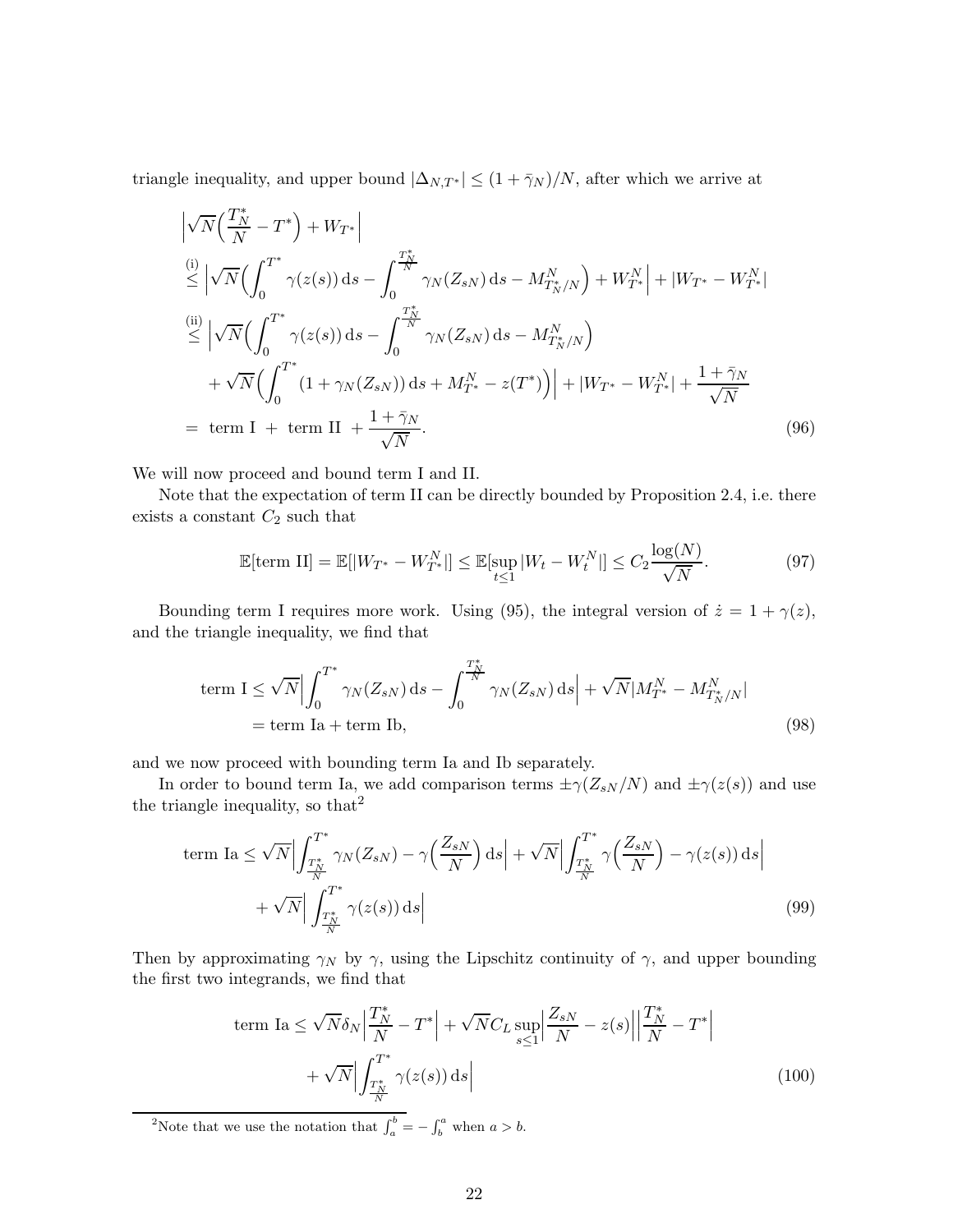triangle inequality, and upper bound $|\Delta_{N,T^*}| \leq (1+\bar{\gamma}_N)/N$, after which we arrive at

$$
\begin{aligned}
&\Big|\sqrt{N}\Big(\frac{T_N^*}{N} - T^*\Big) + W_{T^*}\Big| \\
&\overset{\text{(i)}}{\leq} \Big|\sqrt{N}\Big(\int_0^{T^*} \gamma(z(s))\,\mathrm{d}s - \int_0^{\frac{T_N^*}{N}} \gamma_N(Z_{sN})\,\mathrm{d}s - M^N_{T_N^*/N}\Big) + W^N_{T^*}\Big| + |W_{T^*} - W^N_{T^*}| \\
&\overset{\text{(ii)}}{\leq} \Big|\sqrt{N}\Big(\int_0^{T^*} \gamma(z(s))\,\mathrm{d}s - \int_0^{\frac{T_N^*}{N}} \gamma_N(Z_{sN})\,\mathrm{d}s - M^N_{T_N^*/N}\Big) \\
&\quad + \sqrt{N}\Big(\int_0^{T^*} (1+\gamma_N(Z_{sN}))\,\mathrm{d}s + M^N_{T^*} - z(T^*)\Big)\Big| + |W_{T^*} - W^N_{T^*}| + \frac{1+\bar{\gamma}_N}{\sqrt{N}} \\
&= \text{ term I } + \text{ term II } + \frac{1+\bar{\gamma}_N}{\sqrt{N}}.
\end{aligned} \tag{96}
$$

We will now proceed and bound term I and II.

Note that the expectation of term II can be directly bounded by Proposition 2.4, i.e. there exists a constant $C_2$ such that

$$
\mathbb{E}[\text{term II}] = \mathbb{E}[|W_{T^*} - W^N_{T^*}|] \leq \mathbb{E}[\sup_{t\leq 1} |W_t - W^N_t|] \leq C_2 \frac{\log(N)}{\sqrt{N}}. \tag{97}
$$

Bounding term I requires more work. Using (95), the integral version of $\dot{z} = 1 + \gamma(z)$, and the triangle inequality, we find that

$$
\begin{aligned}
\text{term I} &\leq \sqrt{N}\Big|\int_0^{T^*} \gamma_N(Z_{sN})\,\mathrm{d}s - \int_0^{\frac{T_N^*}{N}} \gamma_N(Z_{sN})\,\mathrm{d}s\Big| + \sqrt{N}|M^N_{T^*} - M^N_{T_N^*/N}| \\
&= \text{term Ia} + \text{term Ib},
\end{aligned} \tag{98}
$$

and we now proceed with bounding term Ia and Ib separately.

In order to bound term Ia, we add comparison terms $\pm\gamma(Z_{sN}/N)$ and $\pm\gamma(z(s))$ and use the triangle inequality, so that[2]

$$
\begin{aligned}
\text{term Ia} &\leq \sqrt{N}\Big|\int_{\frac{T_N^*}{N}}^{T^*} \gamma_N(Z_{sN}) - \gamma\Big(\frac{Z_{sN}}{N}\Big)\,\mathrm{d}s\Big| + \sqrt{N}\Big|\int_{\frac{T_N^*}{N}}^{T^*} \gamma\Big(\frac{Z_{sN}}{N}\Big) - \gamma(z(s))\,\mathrm{d}s\Big| \\
&\quad + \sqrt{N}\Big|\int_{\frac{T_N^*}{N}}^{T^*} \gamma(z(s))\,\mathrm{d}s\Big|
\end{aligned} \tag{99}
$$

Then by approximating $\gamma_N$ by $\gamma$, using the Lipschitz continuity of $\gamma$, and upper bounding the first two integrands, we find that

$$
\begin{aligned}
\text{term Ia} &\leq \sqrt{N}\delta_N\Big|\frac{T_N^*}{N} - T^*\Big| + \sqrt{N}C_L \sup_{s\leq 1}\Big|\frac{Z_{sN}}{N} - z(s)\Big|\Big|\frac{T_N^*}{N} - T^*\Big| \\
&\quad + \sqrt{N}\Big|\int_{\frac{T_N^*}{N}}^{T^*} \gamma(z(s))\,\mathrm{d}s\Big|
\end{aligned} \tag{100}
$$

[2] Note that we use the notation that $\int_a^b = -\int_b^a$ when $a > b$.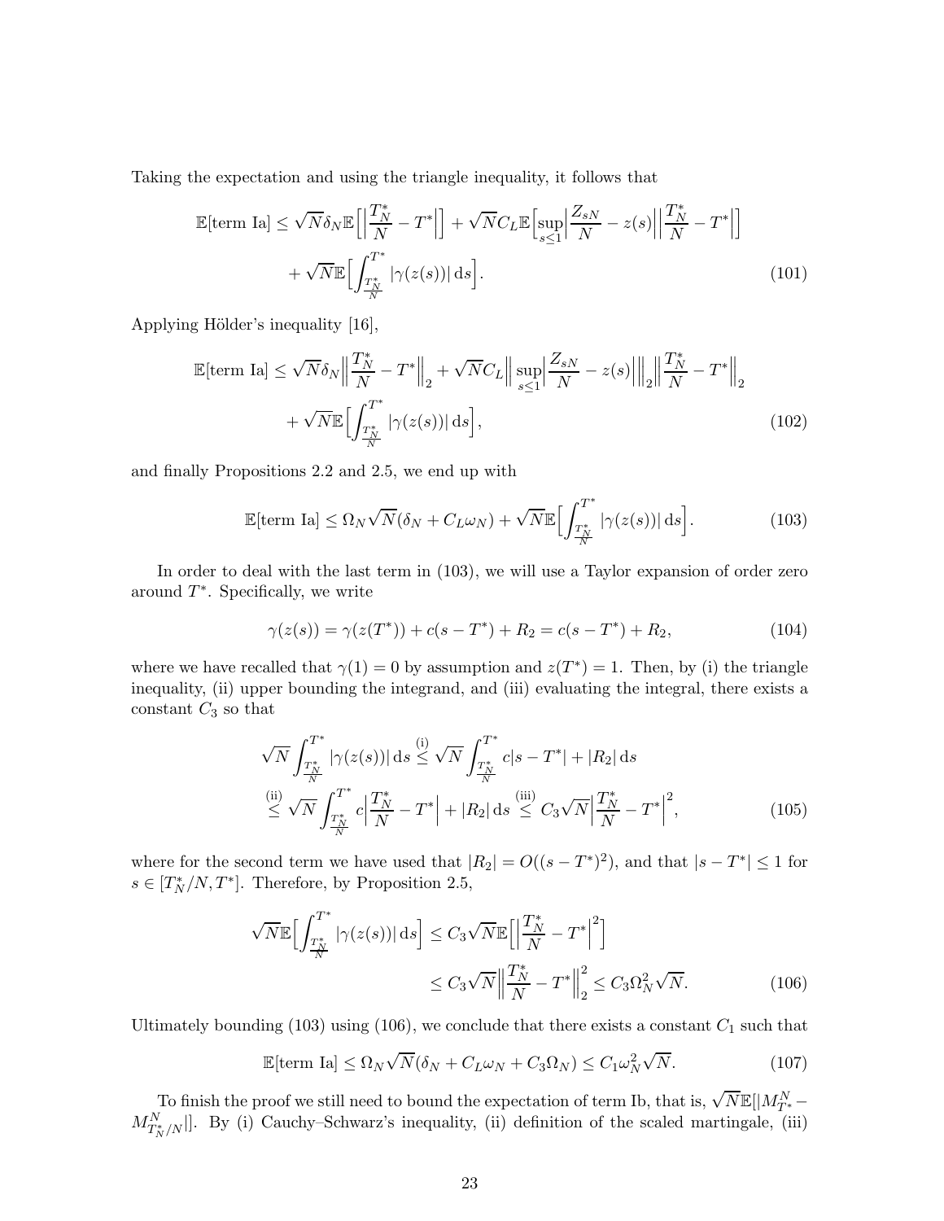Taking the expectation and using the triangle inequality, it follows that

$$
\begin{aligned}
\mathbb{E}[\text{term Ia}] \leq \sqrt{N}\delta_N \mathbb{E}\Big[\Big|\frac{T_N^*}{N} - T^*\Big|\Big] + \sqrt{N} C_L \mathbb{E}\Big[\sup_{s\leq 1}\Big|\frac{Z_{sN}}{N} - z(s)\Big|\Big|\frac{T_N^*}{N} - T^*\Big|\Big] \\
+ \sqrt{N}\mathbb{E}\Big[\int_{\frac{T_N^*}{N}}^{T^*} |\gamma(z(s))| \,\mathrm{d}s\Big]. \qquad (101)
\end{aligned}
$$

Applying Hölder's inequality [16],

$$
\begin{aligned}
\mathbb{E}[\text{term Ia}] \leq \sqrt{N}\delta_N \Big\|\frac{T_N^*}{N} - T^*\Big\|_2 + \sqrt{N} C_L \Big\|\sup_{s\leq 1}\Big|\frac{Z_{sN}}{N} - z(s)\Big|\Big\|_2 \Big\|\frac{T_N^*}{N} - T^*\Big\|_2 \\
+ \sqrt{N}\mathbb{E}\Big[\int_{\frac{T_N^*}{N}}^{T^*} |\gamma(z(s))| \,\mathrm{d}s\Big], \qquad (102)
\end{aligned}
$$

and finally Propositions 2.2 and 2.5, we end up with

$$
\mathbb{E}[\text{term Ia}] \leq \Omega_N \sqrt{N}(\delta_N + C_L\omega_N) + \sqrt{N}\mathbb{E}\Big[\int_{\frac{T_N^*}{N}}^{T^*} |\gamma(z(s))| \,\mathrm{d}s\Big]. \qquad (103)
$$

In order to deal with the last term in (103), we will use a Taylor expansion of order zero around $T^*$. Specifically, we write

$$
\gamma(z(s)) = \gamma(z(T^*)) + c(s - T^*) + R_2 = c(s - T^*) + R_2, \qquad (104)
$$

where we have recalled that $\gamma(1) = 0$ by assumption and $z(T^*) = 1$. Then, by (i) the triangle inequality, (ii) upper bounding the integrand, and (iii) evaluating the integral, there exists a constant $C_3$ so that

$$
\begin{aligned}
\sqrt{N}\int_{\frac{T_N^*}{N}}^{T^*} |\gamma(z(s))| \,\mathrm{d}s &\overset{\text{(i)}}{\leq} \sqrt{N}\int_{\frac{T_N^*}{N}}^{T^*} c|s - T^*| + |R_2| \,\mathrm{d}s \\
&\overset{\text{(ii)}}{\leq} \sqrt{N}\int_{\frac{T_N^*}{N}}^{T^*} c\Big|\frac{T_N^*}{N} - T^*\Big| + |R_2| \,\mathrm{d}s \overset{\text{(iii)}}{\leq} C_3\sqrt{N}\Big|\frac{T_N^*}{N} - T^*\Big|^2, \qquad (105)
\end{aligned}
$$

where for the second term we have used that $|R_2| = O((s - T^*)^2)$, and that $|s - T^*| \leq 1$ for $s \in [T_N^*/N, T^*]$. Therefore, by Proposition 2.5,

$$
\begin{aligned}
\sqrt{N}\mathbb{E}\Big[\int_{\frac{T_N^*}{N}}^{T^*} |\gamma(z(s))| \,\mathrm{d}s\Big] &\leq C_3\sqrt{N}\mathbb{E}\Big[\Big|\frac{T_N^*}{N} - T^*\Big|^2\Big] \\
&\leq C_3\sqrt{N}\Big\|\frac{T_N^*}{N} - T^*\Big\|_2^2 \leq C_3\Omega_N^2\sqrt{N}. \qquad (106)
\end{aligned}
$$

Ultimately bounding (103) using (106), we conclude that there exists a constant $C_1$ such that

$$
\mathbb{E}[\text{term Ia}] \leq \Omega_N\sqrt{N}(\delta_N + C_L\omega_N + C_3\Omega_N) \leq C_1\omega_N^2\sqrt{N}. \qquad (107)
$$

To finish the proof we still need to bound the expectation of term Ib, that is, $\sqrt{N}\mathbb{E}[|M_{T^*}^N - M_{T_N^*/N}^N|]$. By (i) Cauchy–Schwarz's inequality, (ii) definition of the scaled martingale, (iii)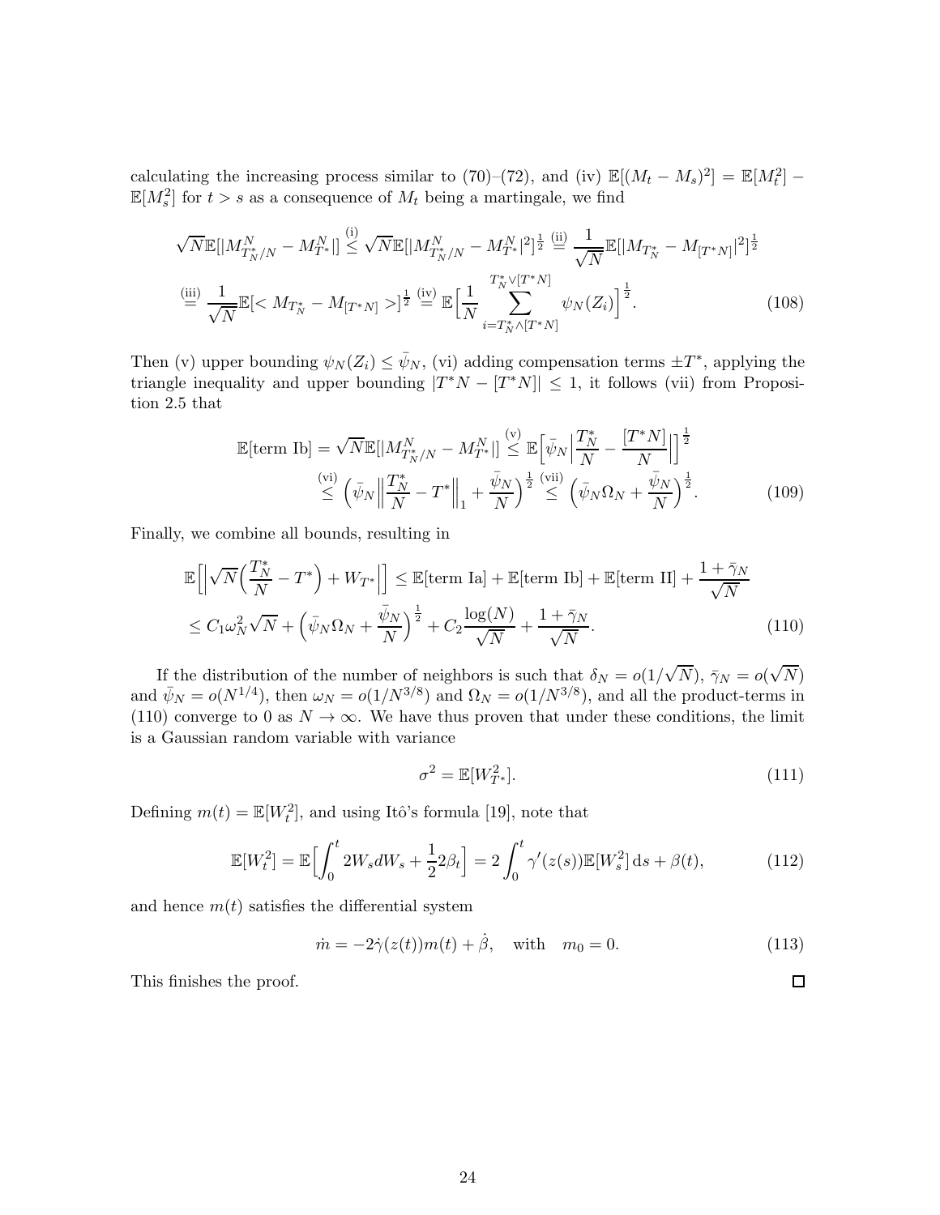calculating the increasing process similar to (70)–(72), and (iv) $\mathbb{E}[(M_t - M_s)^2] = \mathbb{E}[M_t^2] - \mathbb{E}[M_s^2]$ for $t > s$ as a consequence of $M_t$ being a martingale, we find

$$
\begin{aligned}
\sqrt{N}\mathbb{E}[|M^N_{T_N^*/N} - M^N_{T^*}|] &\overset{\text{(i)}}{\leq} \sqrt{N}\mathbb{E}[|M^N_{T_N^*/N} - M^N_{T^*}|^2]^{\frac{1}{2}} \overset{\text{(ii)}}{=} \frac{1}{\sqrt{N}}\mathbb{E}[|M_{T_N^*} - M_{[T^*N]}|^2]^{\frac{1}{2}} \\
&\overset{\text{(iii)}}{=} \frac{1}{\sqrt{N}}\mathbb{E}[< M_{T_N^*} - M_{[T^*N]} >]^{\frac{1}{2}} \overset{\text{(iv)}}{=} \mathbb{E}\Big[\frac{1}{N}\sum_{i=T_N^*\wedge[T^*N]}^{T_N^*\vee[T^*N]} \psi_N(Z_i)\Big]^{\frac{1}{2}}.
\end{aligned}
\tag{108}
$$

Then (v) upper bounding $\psi_N(Z_i) \leq \bar{\psi}_N$, (vi) adding compensation terms $\pm T^*$, applying the triangle inequality and upper bounding $|T^*N - [T^*N]| \leq 1$, it follows (vii) from Proposition 2.5 that

$$
\begin{aligned}
\mathbb{E}[\text{term Ib}] = \sqrt{N}\mathbb{E}[|M^N_{T_N^*/N} - M^N_{T^*}|] &\overset{\text{(v)}}{\leq} \mathbb{E}\Big[\bar{\psi}_N\Big|\frac{T_N^*}{N} - \frac{[T^*N]}{N}\Big|\Big]^{\frac{1}{2}} \\
&\overset{\text{(vi)}}{\leq} \Big(\bar{\psi}_N\Big\|\frac{T_N^*}{N} - T^*\Big\|_1 + \frac{\bar{\psi}_N}{N}\Big)^{\frac{1}{2}} \overset{\text{(vii)}}{\leq} \Big(\bar{\psi}_N\Omega_N + \frac{\bar{\psi}_N}{N}\Big)^{\frac{1}{2}}.
\end{aligned}
\tag{109}
$$

Finally, we combine all bounds, resulting in

$$
\begin{aligned}
\mathbb{E}\Big[\Big|\sqrt{N}\Big(\frac{T_N^*}{N} - T^*\Big) + W_{T^*}\Big|\Big] &\leq \mathbb{E}[\text{term Ia}] + \mathbb{E}[\text{term Ib}] + \mathbb{E}[\text{term II}] + \frac{1 + \bar{\gamma}_N}{\sqrt{N}} \\
&\leq C_1\omega_N^2\sqrt{N} + \Big(\bar{\psi}_N\Omega_N + \frac{\bar{\psi}_N}{N}\Big)^{\frac{1}{2}} + C_2\frac{\log(N)}{\sqrt{N}} + \frac{1 + \bar{\gamma}_N}{\sqrt{N}}.
\end{aligned}
\tag{110}
$$

If the distribution of the number of neighbors is such that $\delta_N = o(1/\sqrt{N})$, $\bar{\gamma}_N = o(\sqrt{N})$ and $\bar{\psi}_N = o(N^{1/4})$, then $\omega_N = o(1/N^{3/8})$ and $\Omega_N = o(1/N^{3/8})$, and all the product-terms in (110) converge to 0 as $N \to \infty$. We have thus proven that under these conditions, the limit is a Gaussian random variable with variance

$$
\sigma^2 = \mathbb{E}[W_{T^*}^2]. \tag{111}
$$

Defining $m(t) = \mathbb{E}[W_t^2]$, and using Itô's formula [19], note that

$$
\mathbb{E}[W_t^2] = \mathbb{E}\Big[\int_0^t 2W_s dW_s + \frac{1}{2}2\beta_t\Big] = 2\int_0^t \gamma'(z(s))\mathbb{E}[W_s^2]\,\mathrm{d}s + \beta(t), \tag{112}
$$

and hence $m(t)$ satisfies the differential system

$$
\dot{m} = -2\dot{\gamma}(z(t))m(t) + \dot{\beta}, \quad \text{with} \quad m_0 = 0. \tag{113}
$$

This finishes the proof. □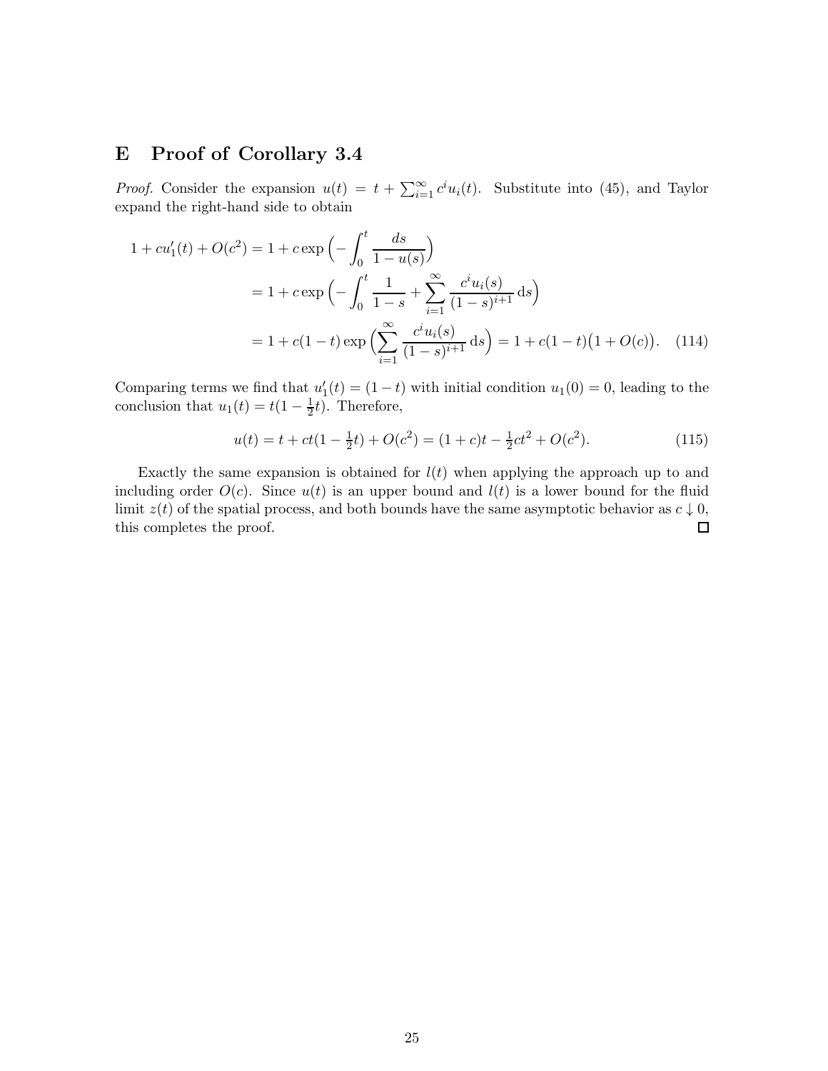# E Proof of Corollary 3.4

*Proof.* Consider the expansion $u(t) = t + \sum_{i=1}^{\infty} c^i u_i(t)$. Substitute into (45), and Taylor expand the right-hand side to obtain

$$
\begin{aligned}
1 + cu_1'(t) + O(c^2) &= 1 + c\exp\Big(-\int_0^t \frac{ds}{1-u(s)}\Big) \\
&= 1 + c\exp\Big(-\int_0^t \frac{1}{1-s} + \sum_{i=1}^{\infty} \frac{c^i u_i(s)}{(1-s)^{i+1}}\,\mathrm{d}s\Big) \\
&= 1 + c(1-t)\exp\Big(\sum_{i=1}^{\infty} \frac{c^i u_i(s)}{(1-s)^{i+1}}\,\mathrm{d}s\Big) = 1 + c(1-t)\big(1 + O(c)\big). \qquad (114)
\end{aligned}
$$

Comparing terms we find that $u_1'(t) = (1-t)$ with initial condition $u_1(0) = 0$, leading to the conclusion that $u_1(t) = t(1 - \frac{1}{2}t)$. Therefore,

$$
u(t) = t + ct(1 - \tfrac{1}{2}t) + O(c^2) = (1+c)t - \tfrac{1}{2}ct^2 + O(c^2). \qquad (115)
$$

Exactly the same expansion is obtained for $l(t)$ when applying the approach up to and including order $O(c)$. Since $u(t)$ is an upper bound and $l(t)$ is a lower bound for the fluid limit $z(t)$ of the spatial process, and both bounds have the same asymptotic behavior as $c \downarrow 0$, this completes the proof. ◻